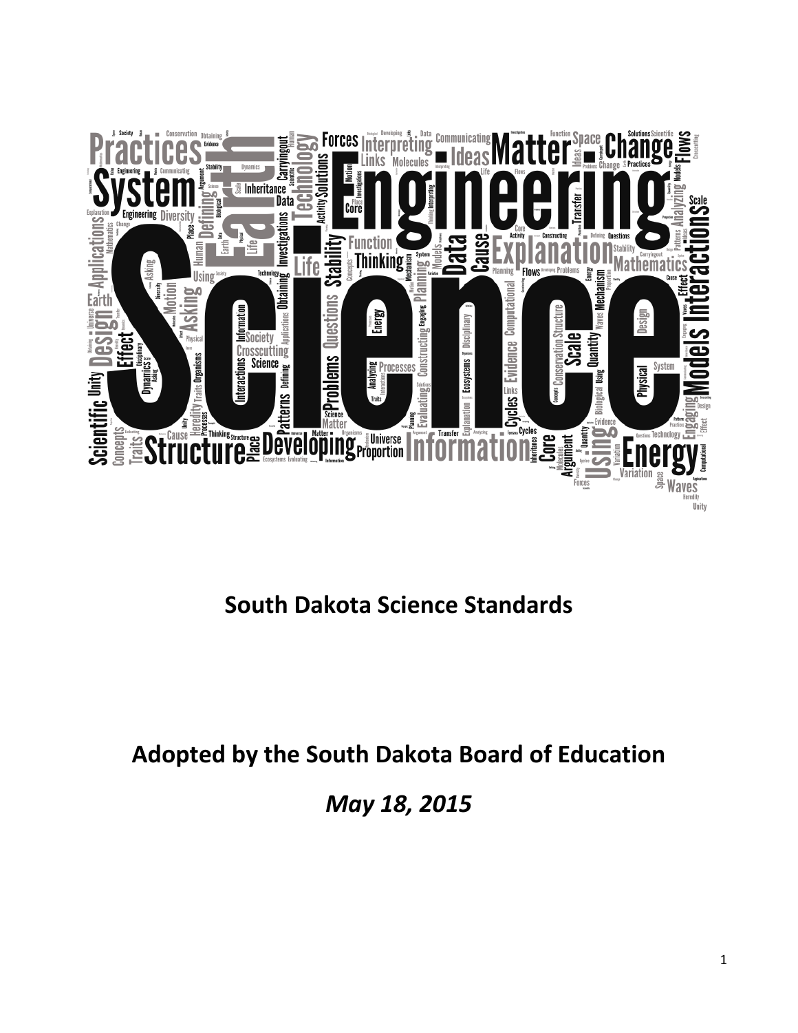# South Dakota Science Standards

## Adopted by the South Dakota Board of Education

## *May 18, 2015*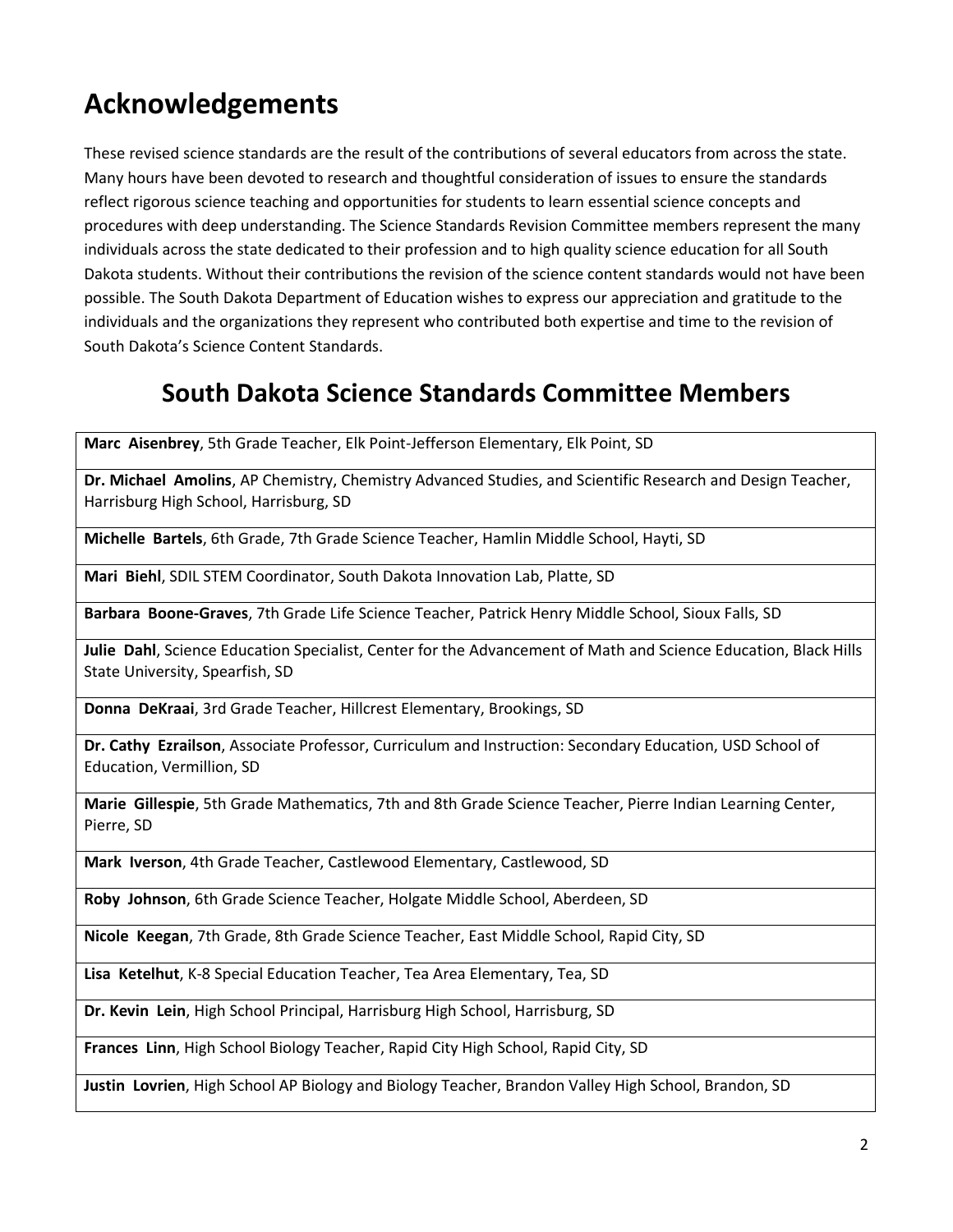# Acknowledgements

These revised science standards are the result of the contributions of several educators from across the state. Many hours have been devoted to research and thoughtful consideration of issues to ensure the standards reflect rigorous science teaching and opportunities for students to learn essential science concepts and procedures with deep understanding. The Science Standards Revision Committee members represent the many individuals across the state dedicated to their profession and to high quality science education for all South Dakota students. Without their contributions the revision of the science content standards would not have been possible. The South Dakota Department of Education wishes to express our appreciation and gratitude to the individuals and the organizations they represent who contributed both expertise and time to the revision of South Dakota's Science Content Standards.

## South Dakota Science Standards Committee Members

| |
|---|
| **Marc Aisenbrey**, 5th Grade Teacher, Elk Point-Jefferson Elementary, Elk Point, SD |
| **Dr. Michael Amolins**, AP Chemistry, Chemistry Advanced Studies, and Scientific Research and Design Teacher, Harrisburg High School, Harrisburg, SD |
| **Michelle Bartels**, 6th Grade, 7th Grade Science Teacher, Hamlin Middle School, Hayti, SD |
| **Mari Biehl**, SDIL STEM Coordinator, South Dakota Innovation Lab, Platte, SD |
| **Barbara Boone-Graves**, 7th Grade Life Science Teacher, Patrick Henry Middle School, Sioux Falls, SD |
| **Julie Dahl**, Science Education Specialist, Center for the Advancement of Math and Science Education, Black Hills State University, Spearfish, SD |
| **Donna DeKraai**, 3rd Grade Teacher, Hillcrest Elementary, Brookings, SD |
| **Dr. Cathy Ezrailson**, Associate Professor, Curriculum and Instruction: Secondary Education, USD School of Education, Vermillion, SD |
| **Marie Gillespie**, 5th Grade Mathematics, 7th and 8th Grade Science Teacher, Pierre Indian Learning Center, Pierre, SD |
| **Mark Iverson**, 4th Grade Teacher, Castlewood Elementary, Castlewood, SD |
| **Roby Johnson**, 6th Grade Science Teacher, Holgate Middle School, Aberdeen, SD |
| **Nicole Keegan**, 7th Grade, 8th Grade Science Teacher, East Middle School, Rapid City, SD |
| **Lisa Ketelhut**, K-8 Special Education Teacher, Tea Area Elementary, Tea, SD |
| **Dr. Kevin Lein**, High School Principal, Harrisburg High School, Harrisburg, SD |
| **Frances Linn**, High School Biology Teacher, Rapid City High School, Rapid City, SD |
| **Justin Lovrien**, High School AP Biology and Biology Teacher, Brandon Valley High School, Brandon, SD |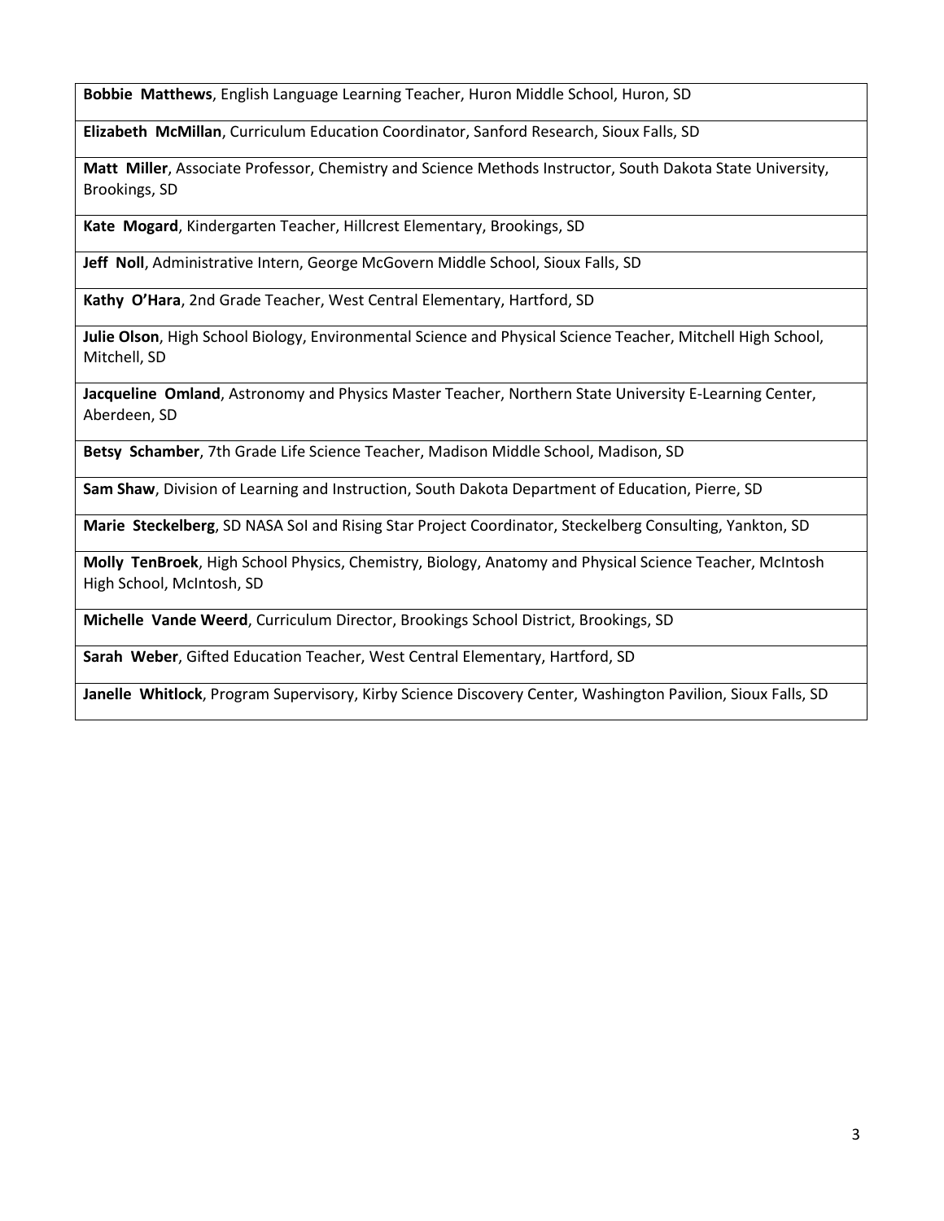| |
|---|
| **Bobbie Matthews**, English Language Learning Teacher, Huron Middle School, Huron, SD |
| **Elizabeth McMillan**, Curriculum Education Coordinator, Sanford Research, Sioux Falls, SD |
| **Matt Miller**, Associate Professor, Chemistry and Science Methods Instructor, South Dakota State University, Brookings, SD |
| **Kate Mogard**, Kindergarten Teacher, Hillcrest Elementary, Brookings, SD |
| **Jeff Noll**, Administrative Intern, George McGovern Middle School, Sioux Falls, SD |
| **Kathy O'Hara**, 2nd Grade Teacher, West Central Elementary, Hartford, SD |
| **Julie Olson**, High School Biology, Environmental Science and Physical Science Teacher, Mitchell High School, Mitchell, SD |
| **Jacqueline Omland**, Astronomy and Physics Master Teacher, Northern State University E-Learning Center, Aberdeen, SD |
| **Betsy Schamber**, 7th Grade Life Science Teacher, Madison Middle School, Madison, SD |
| **Sam Shaw**, Division of Learning and Instruction, South Dakota Department of Education, Pierre, SD |
| **Marie Steckelberg**, SD NASA SoI and Rising Star Project Coordinator, Steckelberg Consulting, Yankton, SD |
| **Molly TenBroek**, High School Physics, Chemistry, Biology, Anatomy and Physical Science Teacher, McIntosh High School, McIntosh, SD |
| **Michelle Vande Weerd**, Curriculum Director, Brookings School District, Brookings, SD |
| **Sarah Weber**, Gifted Education Teacher, West Central Elementary, Hartford, SD |
| **Janelle Whitlock**, Program Supervisory, Kirby Science Discovery Center, Washington Pavilion, Sioux Falls, SD |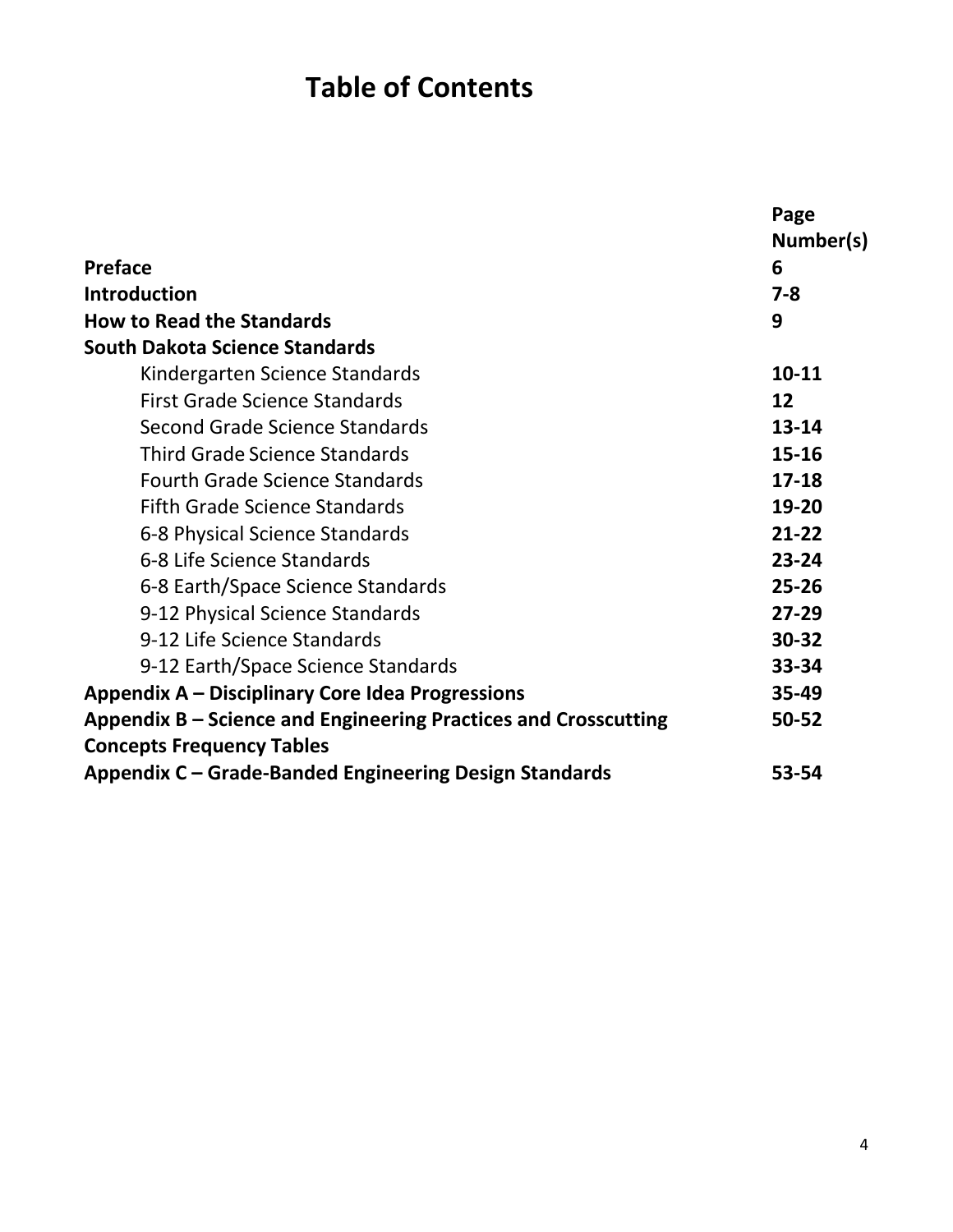# Table of Contents

| | Page Number(s) |
|---|---|
| **Preface** | **6** |
| **Introduction** | **7-8** |
| **How to Read the Standards** | **9** |
| **South Dakota Science Standards** | |
| Kindergarten Science Standards | **10-11** |
| First Grade Science Standards | **12** |
| Second Grade Science Standards | **13-14** |
| Third Grade Science Standards | **15-16** |
| Fourth Grade Science Standards | **17-18** |
| Fifth Grade Science Standards | **19-20** |
| 6-8 Physical Science Standards | **21-22** |
| 6-8 Life Science Standards | **23-24** |
| 6-8 Earth/Space Science Standards | **25-26** |
| 9-12 Physical Science Standards | **27-29** |
| 9-12 Life Science Standards | **30-32** |
| 9-12 Earth/Space Science Standards | **33-34** |
| **Appendix A – Disciplinary Core Idea Progressions** | **35-49** |
| **Appendix B – Science and Engineering Practices and Crosscutting Concepts Frequency Tables** | **50-52** |
| **Appendix C – Grade-Banded Engineering Design Standards** | **53-54** |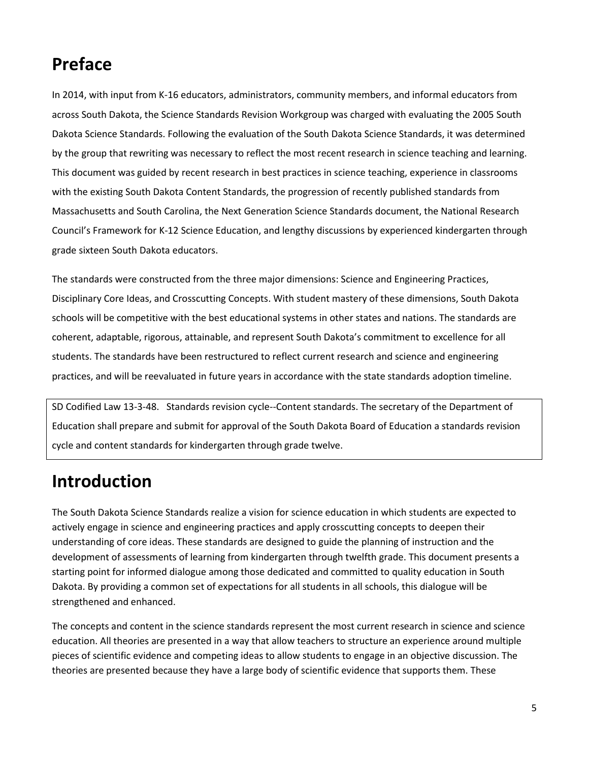# Preface

In 2014, with input from K-16 educators, administrators, community members, and informal educators from across South Dakota, the Science Standards Revision Workgroup was charged with evaluating the 2005 South Dakota Science Standards. Following the evaluation of the South Dakota Science Standards, it was determined by the group that rewriting was necessary to reflect the most recent research in science teaching and learning. This document was guided by recent research in best practices in science teaching, experience in classrooms with the existing South Dakota Content Standards, the progression of recently published standards from Massachusetts and South Carolina, the Next Generation Science Standards document, the National Research Council's Framework for K-12 Science Education, and lengthy discussions by experienced kindergarten through grade sixteen South Dakota educators.

The standards were constructed from the three major dimensions: Science and Engineering Practices, Disciplinary Core Ideas, and Crosscutting Concepts. With student mastery of these dimensions, South Dakota schools will be competitive with the best educational systems in other states and nations. The standards are coherent, adaptable, rigorous, attainable, and represent South Dakota's commitment to excellence for all students. The standards have been restructured to reflect current research and science and engineering practices, and will be reevaluated in future years in accordance with the state standards adoption timeline.

> SD Codified Law 13-3-48. Standards revision cycle--Content standards. The secretary of the Department of Education shall prepare and submit for approval of the South Dakota Board of Education a standards revision cycle and content standards for kindergarten through grade twelve.

# Introduction

The South Dakota Science Standards realize a vision for science education in which students are expected to actively engage in science and engineering practices and apply crosscutting concepts to deepen their understanding of core ideas. These standards are designed to guide the planning of instruction and the development of assessments of learning from kindergarten through twelfth grade. This document presents a starting point for informed dialogue among those dedicated and committed to quality education in South Dakota. By providing a common set of expectations for all students in all schools, this dialogue will be strengthened and enhanced.

The concepts and content in the science standards represent the most current research in science and science education. All theories are presented in a way that allow teachers to structure an experience around multiple pieces of scientific evidence and competing ideas to allow students to engage in an objective discussion. The theories are presented because they have a large body of scientific evidence that supports them. These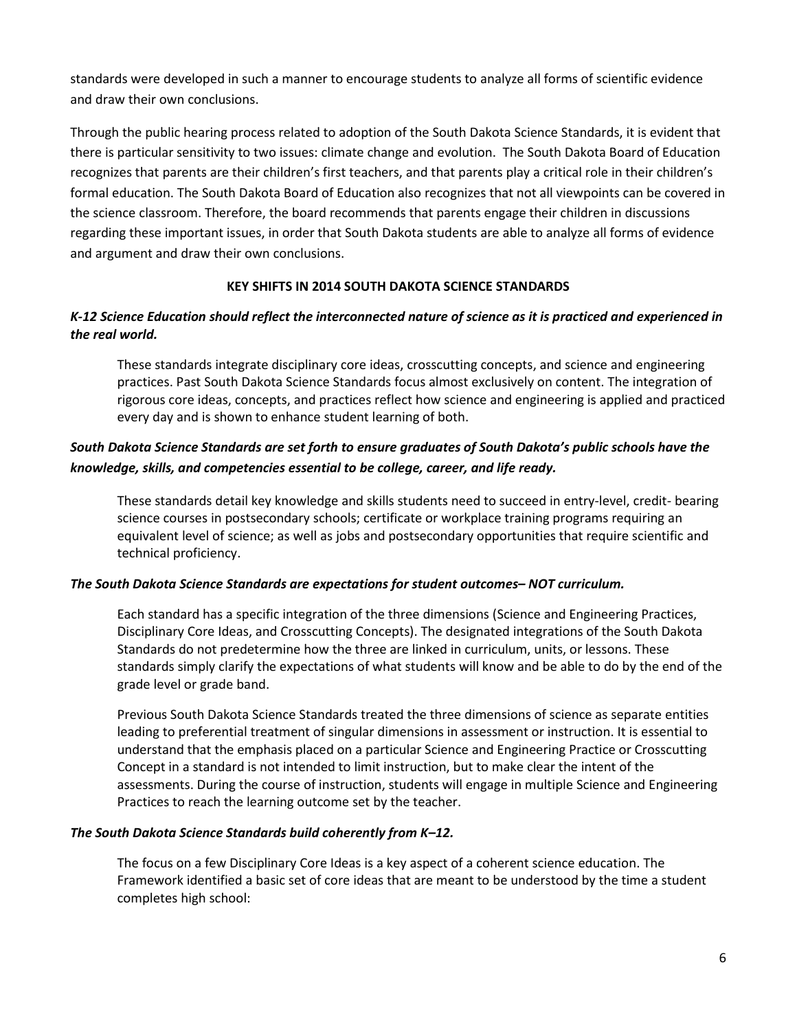standards were developed in such a manner to encourage students to analyze all forms of scientific evidence and draw their own conclusions.

Through the public hearing process related to adoption of the South Dakota Science Standards, it is evident that there is particular sensitivity to two issues: climate change and evolution. The South Dakota Board of Education recognizes that parents are their children's first teachers, and that parents play a critical role in their children's formal education. The South Dakota Board of Education also recognizes that not all viewpoints can be covered in the science classroom. Therefore, the board recommends that parents engage their children in discussions regarding these important issues, in order that South Dakota students are able to analyze all forms of evidence and argument and draw their own conclusions.

## KEY SHIFTS IN 2014 SOUTH DAKOTA SCIENCE STANDARDS

***K-12 Science Education should reflect the interconnected nature of science as it is practiced and experienced in the real world.***

These standards integrate disciplinary core ideas, crosscutting concepts, and science and engineering practices. Past South Dakota Science Standards focus almost exclusively on content. The integration of rigorous core ideas, concepts, and practices reflect how science and engineering is applied and practiced every day and is shown to enhance student learning of both.

***South Dakota Science Standards are set forth to ensure graduates of South Dakota's public schools have the knowledge, skills, and competencies essential to be college, career, and life ready.***

These standards detail key knowledge and skills students need to succeed in entry-level, credit- bearing science courses in postsecondary schools; certificate or workplace training programs requiring an equivalent level of science; as well as jobs and postsecondary opportunities that require scientific and technical proficiency.

***The South Dakota Science Standards are expectations for student outcomes– NOT curriculum.***

Each standard has a specific integration of the three dimensions (Science and Engineering Practices, Disciplinary Core Ideas, and Crosscutting Concepts). The designated integrations of the South Dakota Standards do not predetermine how the three are linked in curriculum, units, or lessons. These standards simply clarify the expectations of what students will know and be able to do by the end of the grade level or grade band.

Previous South Dakota Science Standards treated the three dimensions of science as separate entities leading to preferential treatment of singular dimensions in assessment or instruction. It is essential to understand that the emphasis placed on a particular Science and Engineering Practice or Crosscutting Concept in a standard is not intended to limit instruction, but to make clear the intent of the assessments. During the course of instruction, students will engage in multiple Science and Engineering Practices to reach the learning outcome set by the teacher.

***The South Dakota Science Standards build coherently from K–12.***

The focus on a few Disciplinary Core Ideas is a key aspect of a coherent science education. The Framework identified a basic set of core ideas that are meant to be understood by the time a student completes high school: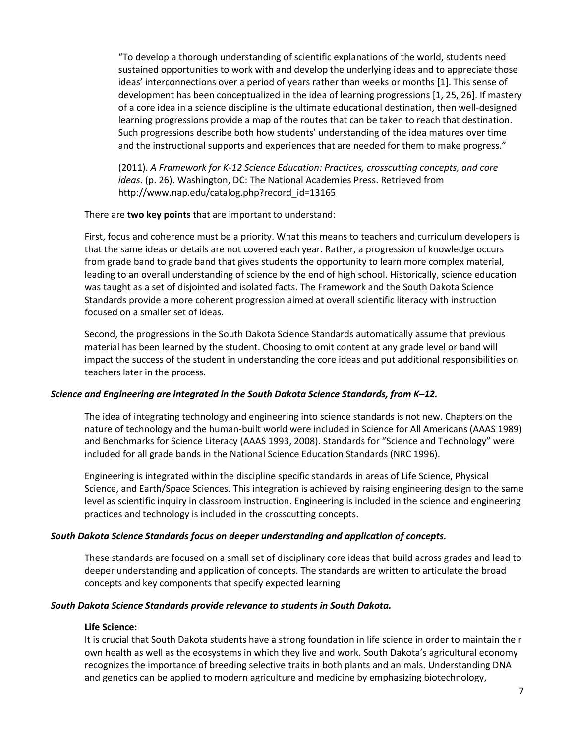> "To develop a thorough understanding of scientific explanations of the world, students need sustained opportunities to work with and develop the underlying ideas and to appreciate those ideas' interconnections over a period of years rather than weeks or months [1]. This sense of development has been conceptualized in the idea of learning progressions [1, 25, 26]. If mastery of a core idea in a science discipline is the ultimate educational destination, then well-designed learning progressions provide a map of the routes that can be taken to reach that destination. Such progressions describe both how students' understanding of the idea matures over time and the instructional supports and experiences that are needed for them to make progress."
>
> (2011). *A Framework for K-12 Science Education: Practices, crosscutting concepts, and core ideas*. (p. 26). Washington, DC: The National Academies Press. Retrieved from http://www.nap.edu/catalog.php?record_id=13165

There are **two key points** that are important to understand:

First, focus and coherence must be a priority. What this means to teachers and curriculum developers is that the same ideas or details are not covered each year. Rather, a progression of knowledge occurs from grade band to grade band that gives students the opportunity to learn more complex material, leading to an overall understanding of science by the end of high school. Historically, science education was taught as a set of disjointed and isolated facts. The Framework and the South Dakota Science Standards provide a more coherent progression aimed at overall scientific literacy with instruction focused on a smaller set of ideas.

Second, the progressions in the South Dakota Science Standards automatically assume that previous material has been learned by the student. Choosing to omit content at any grade level or band will impact the success of the student in understanding the core ideas and put additional responsibilities on teachers later in the process.

***Science and Engineering are integrated in the South Dakota Science Standards, from K–12.***

The idea of integrating technology and engineering into science standards is not new. Chapters on the nature of technology and the human-built world were included in Science for All Americans (AAAS 1989) and Benchmarks for Science Literacy (AAAS 1993, 2008). Standards for "Science and Technology" were included for all grade bands in the National Science Education Standards (NRC 1996).

Engineering is integrated within the discipline specific standards in areas of Life Science, Physical Science, and Earth/Space Sciences. This integration is achieved by raising engineering design to the same level as scientific inquiry in classroom instruction. Engineering is included in the science and engineering practices and technology is included in the crosscutting concepts.

***South Dakota Science Standards focus on deeper understanding and application of concepts.***

These standards are focused on a small set of disciplinary core ideas that build across grades and lead to deeper understanding and application of concepts. The standards are written to articulate the broad concepts and key components that specify expected learning

***South Dakota Science Standards provide relevance to students in South Dakota.***

**Life Science:**
It is crucial that South Dakota students have a strong foundation in life science in order to maintain their own health as well as the ecosystems in which they live and work. South Dakota's agricultural economy recognizes the importance of breeding selective traits in both plants and animals. Understanding DNA and genetics can be applied to modern agriculture and medicine by emphasizing biotechnology,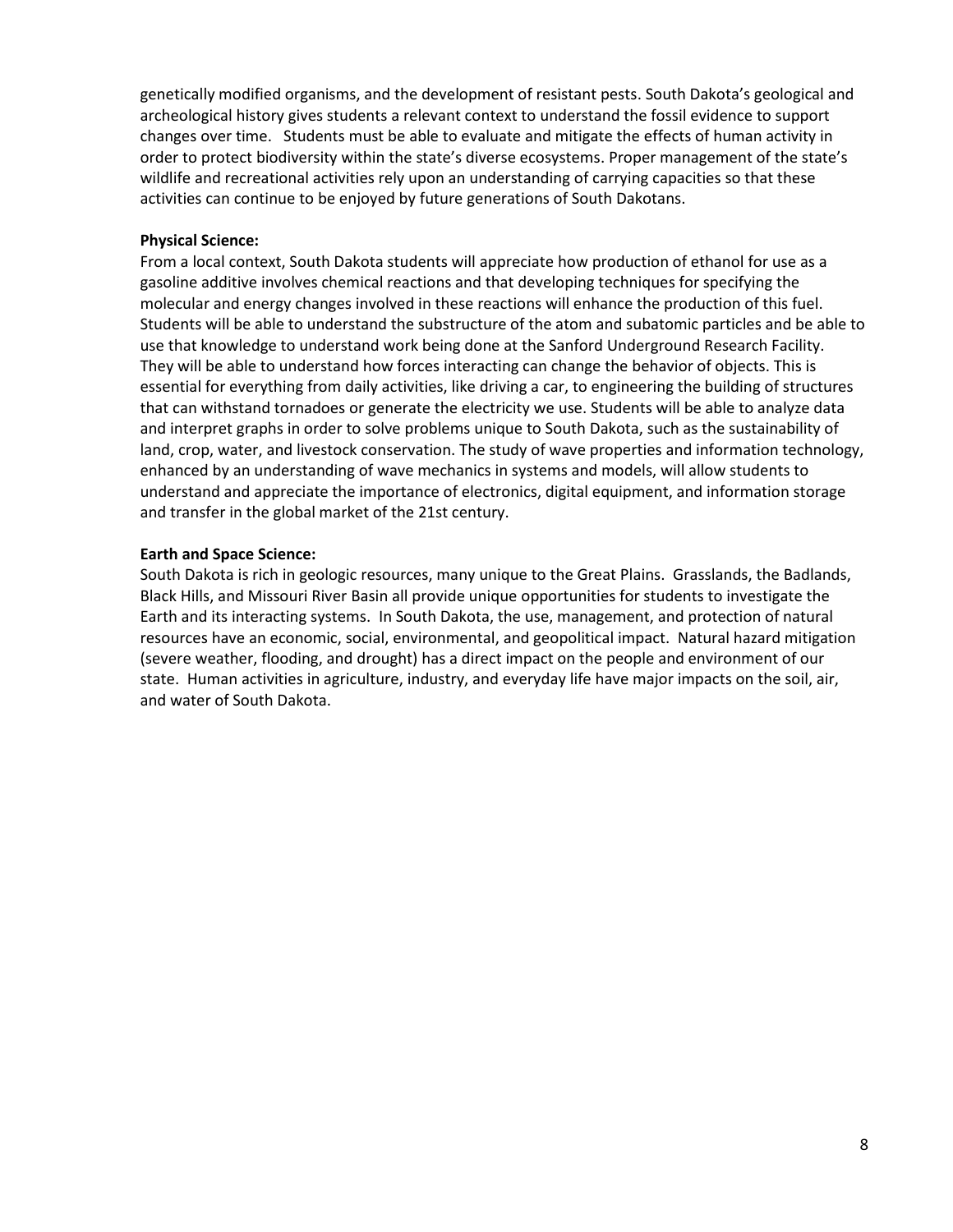genetically modified organisms, and the development of resistant pests. South Dakota's geological and archeological history gives students a relevant context to understand the fossil evidence to support changes over time. Students must be able to evaluate and mitigate the effects of human activity in order to protect biodiversity within the state's diverse ecosystems. Proper management of the state's wildlife and recreational activities rely upon an understanding of carrying capacities so that these activities can continue to be enjoyed by future generations of South Dakotans.

**Physical Science:**

From a local context, South Dakota students will appreciate how production of ethanol for use as a gasoline additive involves chemical reactions and that developing techniques for specifying the molecular and energy changes involved in these reactions will enhance the production of this fuel. Students will be able to understand the substructure of the atom and subatomic particles and be able to use that knowledge to understand work being done at the Sanford Underground Research Facility. They will be able to understand how forces interacting can change the behavior of objects. This is essential for everything from daily activities, like driving a car, to engineering the building of structures that can withstand tornadoes or generate the electricity we use. Students will be able to analyze data and interpret graphs in order to solve problems unique to South Dakota, such as the sustainability of land, crop, water, and livestock conservation. The study of wave properties and information technology, enhanced by an understanding of wave mechanics in systems and models, will allow students to understand and appreciate the importance of electronics, digital equipment, and information storage and transfer in the global market of the 21st century.

**Earth and Space Science:**

South Dakota is rich in geologic resources, many unique to the Great Plains. Grasslands, the Badlands, Black Hills, and Missouri River Basin all provide unique opportunities for students to investigate the Earth and its interacting systems. In South Dakota, the use, management, and protection of natural resources have an economic, social, environmental, and geopolitical impact. Natural hazard mitigation (severe weather, flooding, and drought) has a direct impact on the people and environment of our state. Human activities in agriculture, industry, and everyday life have major impacts on the soil, air, and water of South Dakota.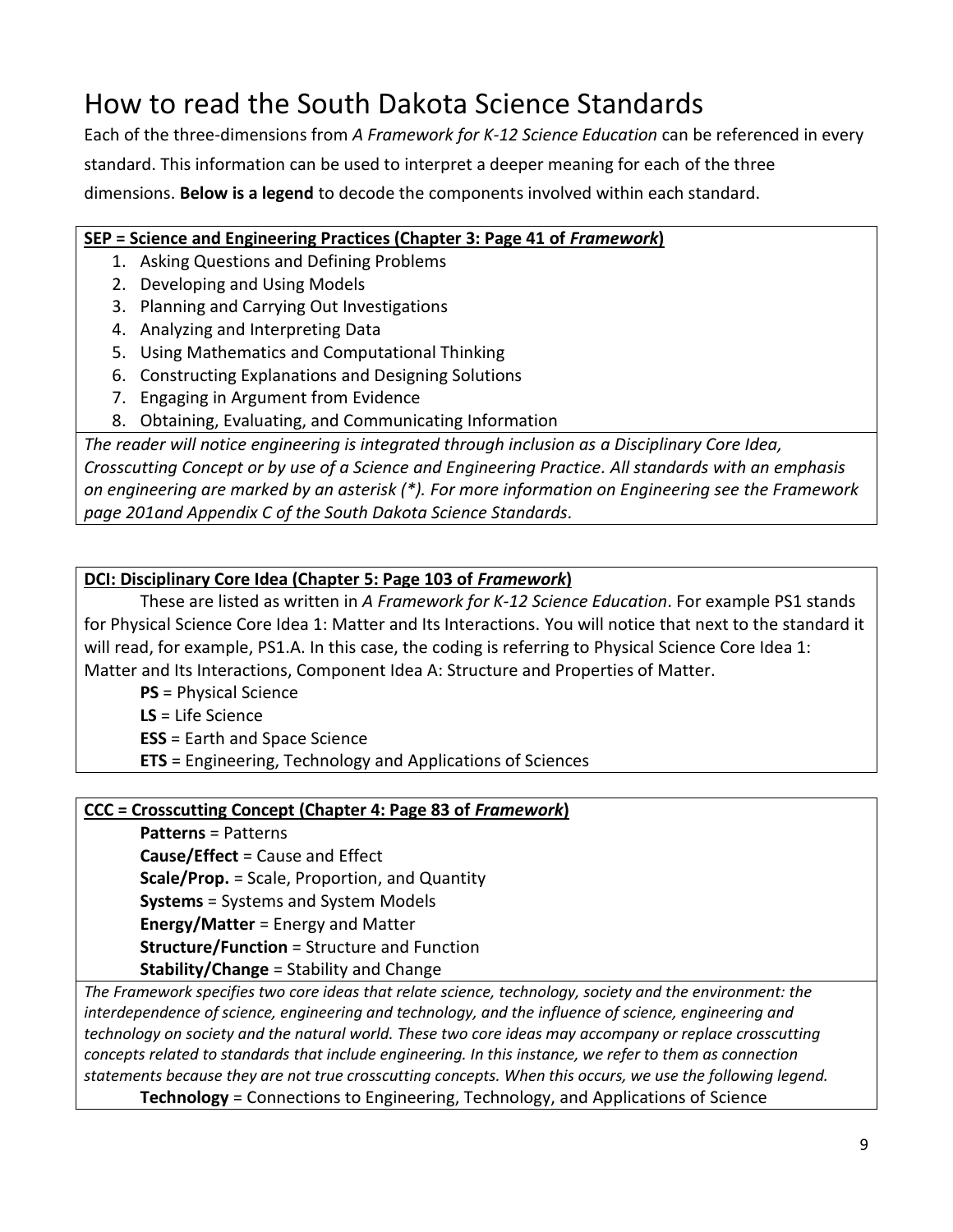# How to read the South Dakota Science Standards

Each of the three-dimensions from *A Framework for K-12 Science Education* can be referenced in every standard. This information can be used to interpret a deeper meaning for each of the three dimensions. **Below is a legend** to decode the components involved within each standard.

**SEP = Science and Engineering Practices (Chapter 3: Page 41 of *Framework*)**

1. Asking Questions and Defining Problems
2. Developing and Using Models
3. Planning and Carrying Out Investigations
4. Analyzing and Interpreting Data
5. Using Mathematics and Computational Thinking
6. Constructing Explanations and Designing Solutions
7. Engaging in Argument from Evidence
8. Obtaining, Evaluating, and Communicating Information

*The reader will notice engineering is integrated through inclusion as a Disciplinary Core Idea, Crosscutting Concept or by use of a Science and Engineering Practice. All standards with an emphasis on engineering are marked by an asterisk (*). For more information on Engineering see the Framework page 201and Appendix C of the South Dakota Science Standards.*

**DCI: Disciplinary Core Idea (Chapter 5: Page 103 of *Framework*)**

These are listed as written in *A Framework for K-12 Science Education*. For example PS1 stands for Physical Science Core Idea 1: Matter and Its Interactions. You will notice that next to the standard it will read, for example, PS1.A. In this case, the coding is referring to Physical Science Core Idea 1: Matter and Its Interactions, Component Idea A: Structure and Properties of Matter.

**PS** = Physical Science
**LS** = Life Science
**ESS** = Earth and Space Science
**ETS** = Engineering, Technology and Applications of Sciences

**CCC = Crosscutting Concept (Chapter 4: Page 83 of *Framework*)**

**Patterns** = Patterns
**Cause/Effect** = Cause and Effect
**Scale/Prop.** = Scale, Proportion, and Quantity
**Systems** = Systems and System Models
**Energy/Matter** = Energy and Matter
**Structure/Function** = Structure and Function
**Stability/Change** = Stability and Change

*The Framework specifies two core ideas that relate science, technology, society and the environment: the interdependence of science, engineering and technology, and the influence of science, engineering and technology on society and the natural world. These two core ideas may accompany or replace crosscutting concepts related to standards that include engineering. In this instance, we refer to them as connection statements because they are not true crosscutting concepts. When this occurs, we use the following legend.*

**Technology** = Connections to Engineering, Technology, and Applications of Science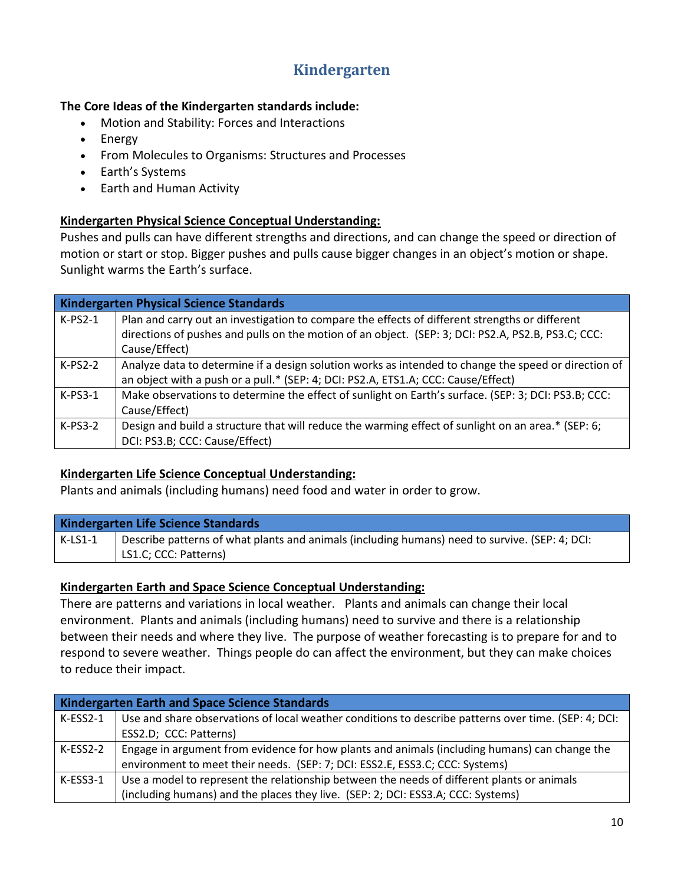# Kindergarten

**The Core Ideas of the Kindergarten standards include:**

- Motion and Stability: Forces and Interactions
- Energy
- From Molecules to Organisms: Structures and Processes
- Earth's Systems
- Earth and Human Activity

**Kindergarten Physical Science Conceptual Understanding:**

Pushes and pulls can have different strengths and directions, and can change the speed or direction of motion or start or stop. Bigger pushes and pulls cause bigger changes in an object's motion or shape. Sunlight warms the Earth's surface.

| Kindergarten Physical Science Standards | |
|---|---|
| K-PS2-1 | Plan and carry out an investigation to compare the effects of different strengths or different directions of pushes and pulls on the motion of an object. (SEP: 3; DCI: PS2.A, PS2.B, PS3.C; CCC: Cause/Effect) |
| K-PS2-2 | Analyze data to determine if a design solution works as intended to change the speed or direction of an object with a push or a pull.* (SEP: 4; DCI: PS2.A, ETS1.A; CCC: Cause/Effect) |
| K-PS3-1 | Make observations to determine the effect of sunlight on Earth's surface. (SEP: 3; DCI: PS3.B; CCC: Cause/Effect) |
| K-PS3-2 | Design and build a structure that will reduce the warming effect of sunlight on an area.* (SEP: 6; DCI: PS3.B; CCC: Cause/Effect) |

**Kindergarten Life Science Conceptual Understanding:**

Plants and animals (including humans) need food and water in order to grow.

| Kindergarten Life Science Standards | |
|---|---|
| K-LS1-1 | Describe patterns of what plants and animals (including humans) need to survive. (SEP: 4; DCI: LS1.C; CCC: Patterns) |

**Kindergarten Earth and Space Science Conceptual Understanding:**

There are patterns and variations in local weather. Plants and animals can change their local environment. Plants and animals (including humans) need to survive and there is a relationship between their needs and where they live. The purpose of weather forecasting is to prepare for and to respond to severe weather. Things people do can affect the environment, but they can make choices to reduce their impact.

| Kindergarten Earth and Space Science Standards | |
|---|---|
| K-ESS2-1 | Use and share observations of local weather conditions to describe patterns over time. (SEP: 4; DCI: ESS2.D; CCC: Patterns) |
| K-ESS2-2 | Engage in argument from evidence for how plants and animals (including humans) can change the environment to meet their needs. (SEP: 7; DCI: ESS2.E, ESS3.C; CCC: Systems) |
| K-ESS3-1 | Use a model to represent the relationship between the needs of different plants or animals (including humans) and the places they live. (SEP: 2; DCI: ESS3.A; CCC: Systems) |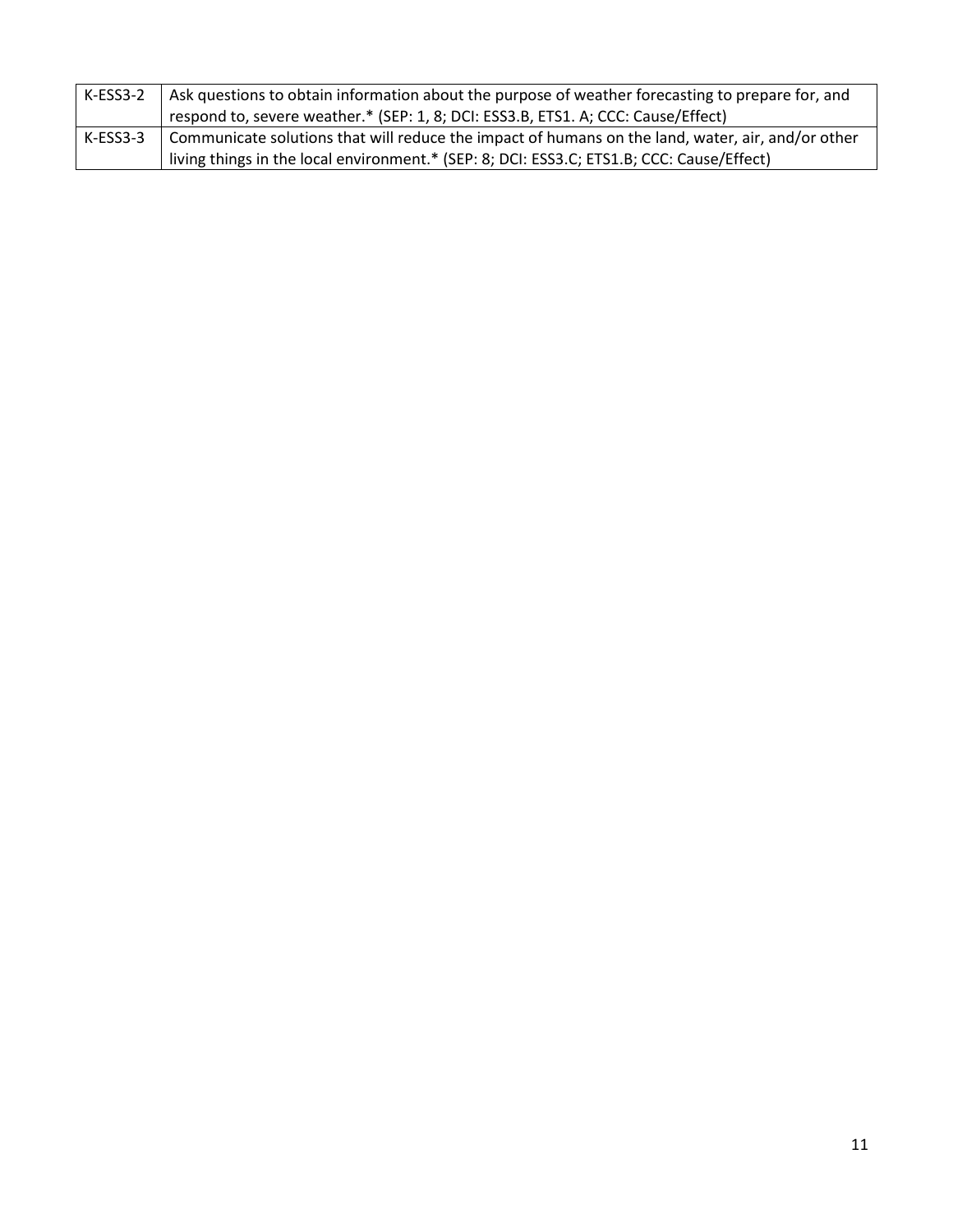| K-ESS3-2 | Ask questions to obtain information about the purpose of weather forecasting to prepare for, and respond to, severe weather.* (SEP: 1, 8; DCI: ESS3.B, ETS1. A; CCC: Cause/Effect) |
|---|---|
| K-ESS3-3 | Communicate solutions that will reduce the impact of humans on the land, water, air, and/or other living things in the local environment.* (SEP: 8; DCI: ESS3.C; ETS1.B; CCC: Cause/Effect) |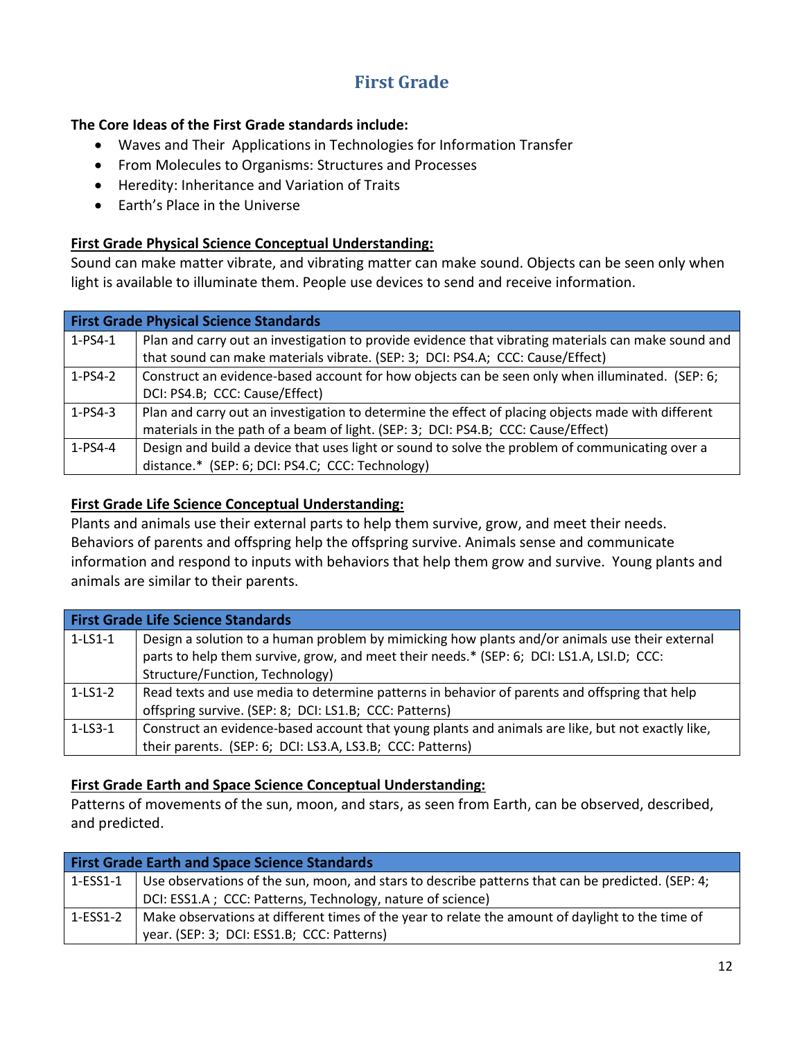# First Grade

**The Core Ideas of the First Grade standards include:**

- Waves and Their Applications in Technologies for Information Transfer
- From Molecules to Organisms: Structures and Processes
- Heredity: Inheritance and Variation of Traits
- Earth's Place in the Universe

**First Grade Physical Science Conceptual Understanding:**

Sound can make matter vibrate, and vibrating matter can make sound. Objects can be seen only when light is available to illuminate them. People use devices to send and receive information.

| First Grade Physical Science Standards | |
|---|---|
| 1-PS4-1 | Plan and carry out an investigation to provide evidence that vibrating materials can make sound and that sound can make materials vibrate. (SEP: 3; DCI: PS4.A; CCC: Cause/Effect) |
| 1-PS4-2 | Construct an evidence-based account for how objects can be seen only when illuminated. (SEP: 6; DCI: PS4.B; CCC: Cause/Effect) |
| 1-PS4-3 | Plan and carry out an investigation to determine the effect of placing objects made with different materials in the path of a beam of light. (SEP: 3; DCI: PS4.B; CCC: Cause/Effect) |
| 1-PS4-4 | Design and build a device that uses light or sound to solve the problem of communicating over a distance.* (SEP: 6; DCI: PS4.C; CCC: Technology) |

**First Grade Life Science Conceptual Understanding:**

Plants and animals use their external parts to help them survive, grow, and meet their needs. Behaviors of parents and offspring help the offspring survive. Animals sense and communicate information and respond to inputs with behaviors that help them grow and survive. Young plants and animals are similar to their parents.

| First Grade Life Science Standards | |
|---|---|
| 1-LS1-1 | Design a solution to a human problem by mimicking how plants and/or animals use their external parts to help them survive, grow, and meet their needs.* (SEP: 6; DCI: LS1.A, LSI.D; CCC: Structure/Function, Technology) |
| 1-LS1-2 | Read texts and use media to determine patterns in behavior of parents and offspring that help offspring survive. (SEP: 8; DCI: LS1.B; CCC: Patterns) |
| 1-LS3-1 | Construct an evidence-based account that young plants and animals are like, but not exactly like, their parents. (SEP: 6; DCI: LS3.A, LS3.B; CCC: Patterns) |

**First Grade Earth and Space Science Conceptual Understanding:**

Patterns of movements of the sun, moon, and stars, as seen from Earth, can be observed, described, and predicted.

| First Grade Earth and Space Science Standards | |
|---|---|
| 1-ESS1-1 | Use observations of the sun, moon, and stars to describe patterns that can be predicted. (SEP: 4; DCI: ESS1.A ; CCC: Patterns, Technology, nature of science) |
| 1-ESS1-2 | Make observations at different times of the year to relate the amount of daylight to the time of year. (SEP: 3; DCI: ESS1.B; CCC: Patterns) |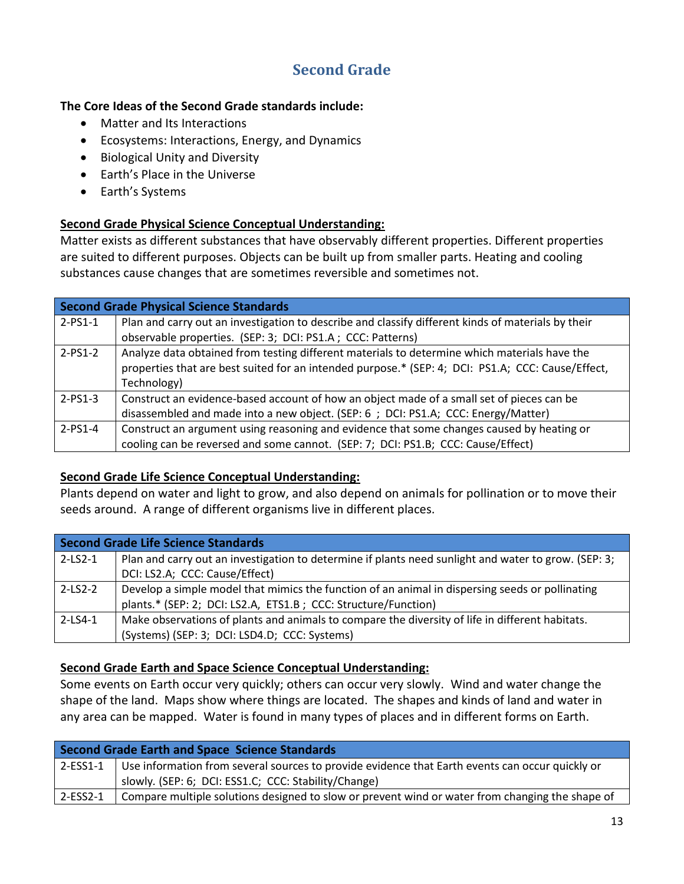# Second Grade

**The Core Ideas of the Second Grade standards include:**

- Matter and Its Interactions
- Ecosystems: Interactions, Energy, and Dynamics
- Biological Unity and Diversity
- Earth's Place in the Universe
- Earth's Systems

**Second Grade Physical Science Conceptual Understanding:**

Matter exists as different substances that have observably different properties. Different properties are suited to different purposes. Objects can be built up from smaller parts. Heating and cooling substances cause changes that are sometimes reversible and sometimes not.

| **Second Grade Physical Science Standards** | |
|---|---|
| 2-PS1-1 | Plan and carry out an investigation to describe and classify different kinds of materials by their observable properties. (SEP: 3; DCI: PS1.A ; CCC: Patterns) |
| 2-PS1-2 | Analyze data obtained from testing different materials to determine which materials have the properties that are best suited for an intended purpose.* (SEP: 4; DCI: PS1.A; CCC: Cause/Effect, Technology) |
| 2-PS1-3 | Construct an evidence-based account of how an object made of a small set of pieces can be disassembled and made into a new object. (SEP: 6 ; DCI: PS1.A; CCC: Energy/Matter) |
| 2-PS1-4 | Construct an argument using reasoning and evidence that some changes caused by heating or cooling can be reversed and some cannot. (SEP: 7; DCI: PS1.B; CCC: Cause/Effect) |

**Second Grade Life Science Conceptual Understanding:**

Plants depend on water and light to grow, and also depend on animals for pollination or to move their seeds around. A range of different organisms live in different places.

| **Second Grade Life Science Standards** | |
|---|---|
| 2-LS2-1 | Plan and carry out an investigation to determine if plants need sunlight and water to grow. (SEP: 3; DCI: LS2.A; CCC: Cause/Effect) |
| 2-LS2-2 | Develop a simple model that mimics the function of an animal in dispersing seeds or pollinating plants.* (SEP: 2; DCI: LS2.A, ETS1.B ; CCC: Structure/Function) |
| 2-LS4-1 | Make observations of plants and animals to compare the diversity of life in different habitats. (Systems) (SEP: 3; DCI: LSD4.D; CCC: Systems) |

**Second Grade Earth and Space Science Conceptual Understanding:**

Some events on Earth occur very quickly; others can occur very slowly. Wind and water change the shape of the land. Maps show where things are located. The shapes and kinds of land and water in any area can be mapped. Water is found in many types of places and in different forms on Earth.

| **Second Grade Earth and Space Science Standards** | |
|---|---|
| 2-ESS1-1 | Use information from several sources to provide evidence that Earth events can occur quickly or slowly. (SEP: 6; DCI: ESS1.C; CCC: Stability/Change) |
| 2-ESS2-1 | Compare multiple solutions designed to slow or prevent wind or water from changing the shape of |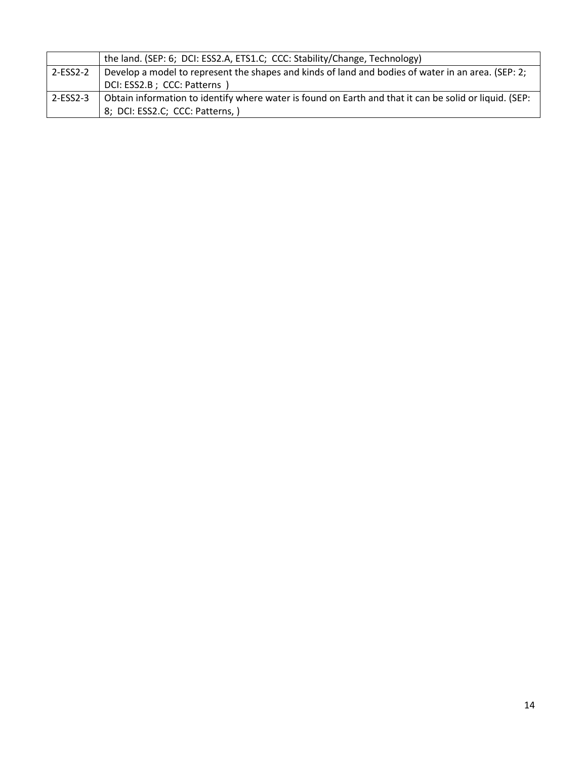| | |
|---|---|
| | the land. (SEP: 6; DCI: ESS2.A, ETS1.C; CCC: Stability/Change, Technology) |
| 2-ESS2-2 | Develop a model to represent the shapes and kinds of land and bodies of water in an area. (SEP: 2; DCI: ESS2.B ; CCC: Patterns ) |
| 2-ESS2-3 | Obtain information to identify where water is found on Earth and that it can be solid or liquid. (SEP: 8; DCI: ESS2.C; CCC: Patterns, ) |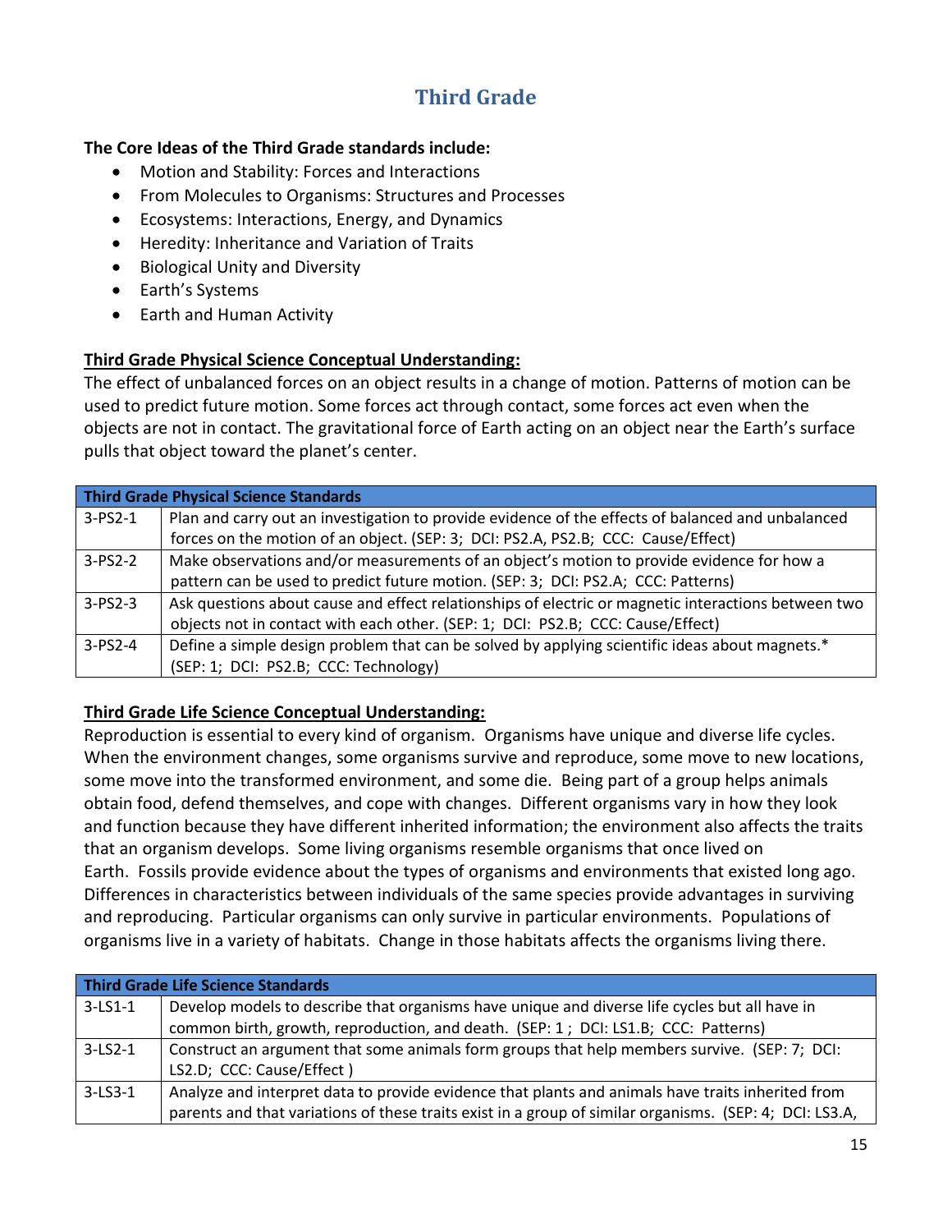# Third Grade

**The Core Ideas of the Third Grade standards include:**

- Motion and Stability: Forces and Interactions
- From Molecules to Organisms: Structures and Processes
- Ecosystems: Interactions, Energy, and Dynamics
- Heredity: Inheritance and Variation of Traits
- Biological Unity and Diversity
- Earth's Systems
- Earth and Human Activity

**Third Grade Physical Science Conceptual Understanding:**

The effect of unbalanced forces on an object results in a change of motion. Patterns of motion can be used to predict future motion. Some forces act through contact, some forces act even when the objects are not in contact. The gravitational force of Earth acting on an object near the Earth's surface pulls that object toward the planet's center.

| Third Grade Physical Science Standards | |
|---|---|
| 3-PS2-1 | Plan and carry out an investigation to provide evidence of the effects of balanced and unbalanced forces on the motion of an object. (SEP: 3; DCI: PS2.A, PS2.B; CCC: Cause/Effect) |
| 3-PS2-2 | Make observations and/or measurements of an object's motion to provide evidence for how a pattern can be used to predict future motion. (SEP: 3; DCI: PS2.A; CCC: Patterns) |
| 3-PS2-3 | Ask questions about cause and effect relationships of electric or magnetic interactions between two objects not in contact with each other. (SEP: 1; DCI: PS2.B; CCC: Cause/Effect) |
| 3-PS2-4 | Define a simple design problem that can be solved by applying scientific ideas about magnets.* (SEP: 1; DCI: PS2.B; CCC: Technology) |

**Third Grade Life Science Conceptual Understanding:**

Reproduction is essential to every kind of organism. Organisms have unique and diverse life cycles. When the environment changes, some organisms survive and reproduce, some move to new locations, some move into the transformed environment, and some die. Being part of a group helps animals obtain food, defend themselves, and cope with changes. Different organisms vary in how they look and function because they have different inherited information; the environment also affects the traits that an organism develops. Some living organisms resemble organisms that once lived on Earth. Fossils provide evidence about the types of organisms and environments that existed long ago. Differences in characteristics between individuals of the same species provide advantages in surviving and reproducing. Particular organisms can only survive in particular environments. Populations of organisms live in a variety of habitats. Change in those habitats affects the organisms living there.

| Third Grade Life Science Standards | |
|---|---|
| 3-LS1-1 | Develop models to describe that organisms have unique and diverse life cycles but all have in common birth, growth, reproduction, and death. (SEP: 1 ; DCI: LS1.B; CCC: Patterns) |
| 3-LS2-1 | Construct an argument that some animals form groups that help members survive. (SEP: 7; DCI: LS2.D; CCC: Cause/Effect ) |
| 3-LS3-1 | Analyze and interpret data to provide evidence that plants and animals have traits inherited from parents and that variations of these traits exist in a group of similar organisms. (SEP: 4; DCI: LS3.A, |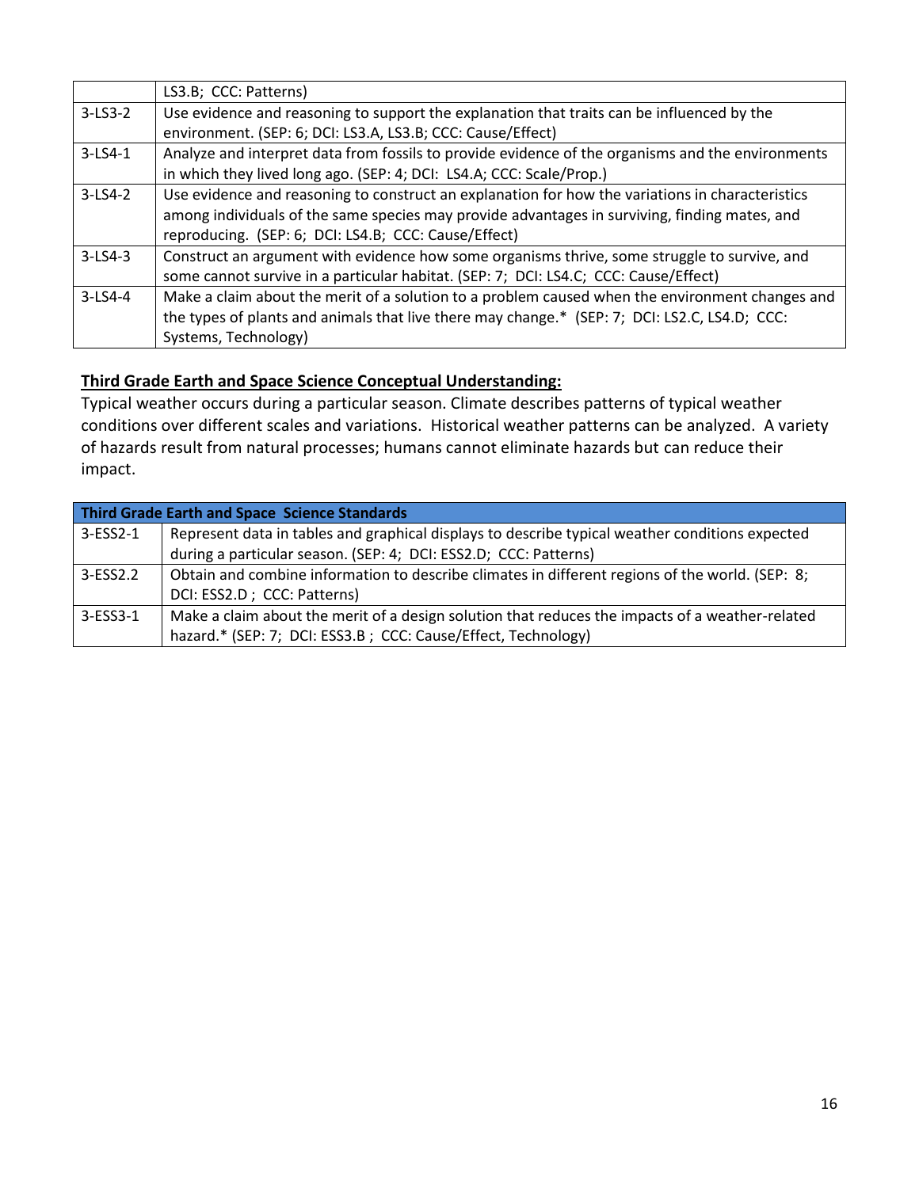| | |
|---|---|
| | LS3.B; CCC: Patterns) |
| 3-LS3-2 | Use evidence and reasoning to support the explanation that traits can be influenced by the environment. (SEP: 6; DCI: LS3.A, LS3.B; CCC: Cause/Effect) |
| 3-LS4-1 | Analyze and interpret data from fossils to provide evidence of the organisms and the environments in which they lived long ago. (SEP: 4; DCI: LS4.A; CCC: Scale/Prop.) |
| 3-LS4-2 | Use evidence and reasoning to construct an explanation for how the variations in characteristics among individuals of the same species may provide advantages in surviving, finding mates, and reproducing. (SEP: 6; DCI: LS4.B; CCC: Cause/Effect) |
| 3-LS4-3 | Construct an argument with evidence how some organisms thrive, some struggle to survive, and some cannot survive in a particular habitat. (SEP: 7; DCI: LS4.C; CCC: Cause/Effect) |
| 3-LS4-4 | Make a claim about the merit of a solution to a problem caused when the environment changes and the types of plants and animals that live there may change.* (SEP: 7; DCI: LS2.C, LS4.D; CCC: Systems, Technology) |

**Third Grade Earth and Space Science Conceptual Understanding:**

Typical weather occurs during a particular season. Climate describes patterns of typical weather conditions over different scales and variations. Historical weather patterns can be analyzed. A variety of hazards result from natural processes; humans cannot eliminate hazards but can reduce their impact.

| Third Grade Earth and Space Science Standards | |
|---|---|
| 3-ESS2-1 | Represent data in tables and graphical displays to describe typical weather conditions expected during a particular season. (SEP: 4; DCI: ESS2.D; CCC: Patterns) |
| 3-ESS2.2 | Obtain and combine information to describe climates in different regions of the world. (SEP: 8; DCI: ESS2.D ; CCC: Patterns) |
| 3-ESS3-1 | Make a claim about the merit of a design solution that reduces the impacts of a weather-related hazard.* (SEP: 7; DCI: ESS3.B ; CCC: Cause/Effect, Technology) |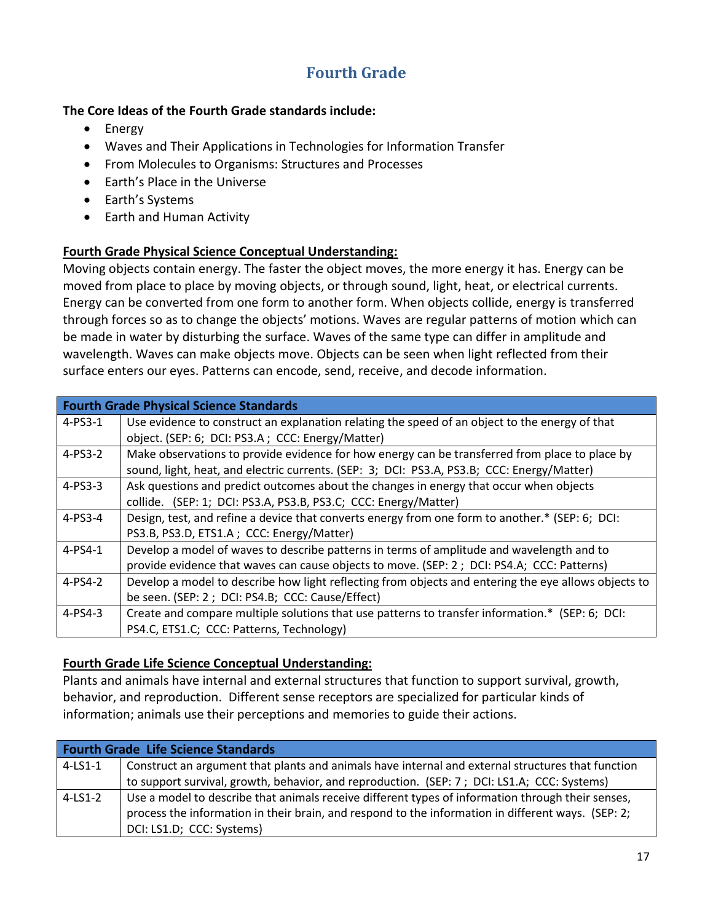# Fourth Grade

**The Core Ideas of the Fourth Grade standards include:**

- Energy
- Waves and Their Applications in Technologies for Information Transfer
- From Molecules to Organisms: Structures and Processes
- Earth's Place in the Universe
- Earth's Systems
- Earth and Human Activity

**Fourth Grade Physical Science Conceptual Understanding:**

Moving objects contain energy. The faster the object moves, the more energy it has. Energy can be moved from place to place by moving objects, or through sound, light, heat, or electrical currents. Energy can be converted from one form to another form. When objects collide, energy is transferred through forces so as to change the objects' motions. Waves are regular patterns of motion which can be made in water by disturbing the surface. Waves of the same type can differ in amplitude and wavelength. Waves can make objects move. Objects can be seen when light reflected from their surface enters our eyes. Patterns can encode, send, receive, and decode information.

| Fourth Grade Physical Science Standards | |
|---|---|
| 4-PS3-1 | Use evidence to construct an explanation relating the speed of an object to the energy of that object. (SEP: 6; DCI: PS3.A ; CCC: Energy/Matter) |
| 4-PS3-2 | Make observations to provide evidence for how energy can be transferred from place to place by sound, light, heat, and electric currents. (SEP: 3; DCI: PS3.A, PS3.B; CCC: Energy/Matter) |
| 4-PS3-3 | Ask questions and predict outcomes about the changes in energy that occur when objects collide. (SEP: 1; DCI: PS3.A, PS3.B, PS3.C; CCC: Energy/Matter) |
| 4-PS3-4 | Design, test, and refine a device that converts energy from one form to another.* (SEP: 6; DCI: PS3.B, PS3.D, ETS1.A ; CCC: Energy/Matter) |
| 4-PS4-1 | Develop a model of waves to describe patterns in terms of amplitude and wavelength and to provide evidence that waves can cause objects to move. (SEP: 2 ; DCI: PS4.A; CCC: Patterns) |
| 4-PS4-2 | Develop a model to describe how light reflecting from objects and entering the eye allows objects to be seen. (SEP: 2 ; DCI: PS4.B; CCC: Cause/Effect) |
| 4-PS4-3 | Create and compare multiple solutions that use patterns to transfer information.* (SEP: 6; DCI: PS4.C, ETS1.C; CCC: Patterns, Technology) |

**Fourth Grade Life Science Conceptual Understanding:**

Plants and animals have internal and external structures that function to support survival, growth, behavior, and reproduction. Different sense receptors are specialized for particular kinds of information; animals use their perceptions and memories to guide their actions.

| Fourth Grade Life Science Standards | |
|---|---|
| 4-LS1-1 | Construct an argument that plants and animals have internal and external structures that function to support survival, growth, behavior, and reproduction. (SEP: 7 ; DCI: LS1.A; CCC: Systems) |
| 4-LS1-2 | Use a model to describe that animals receive different types of information through their senses, process the information in their brain, and respond to the information in different ways. (SEP: 2; DCI: LS1.D; CCC: Systems) |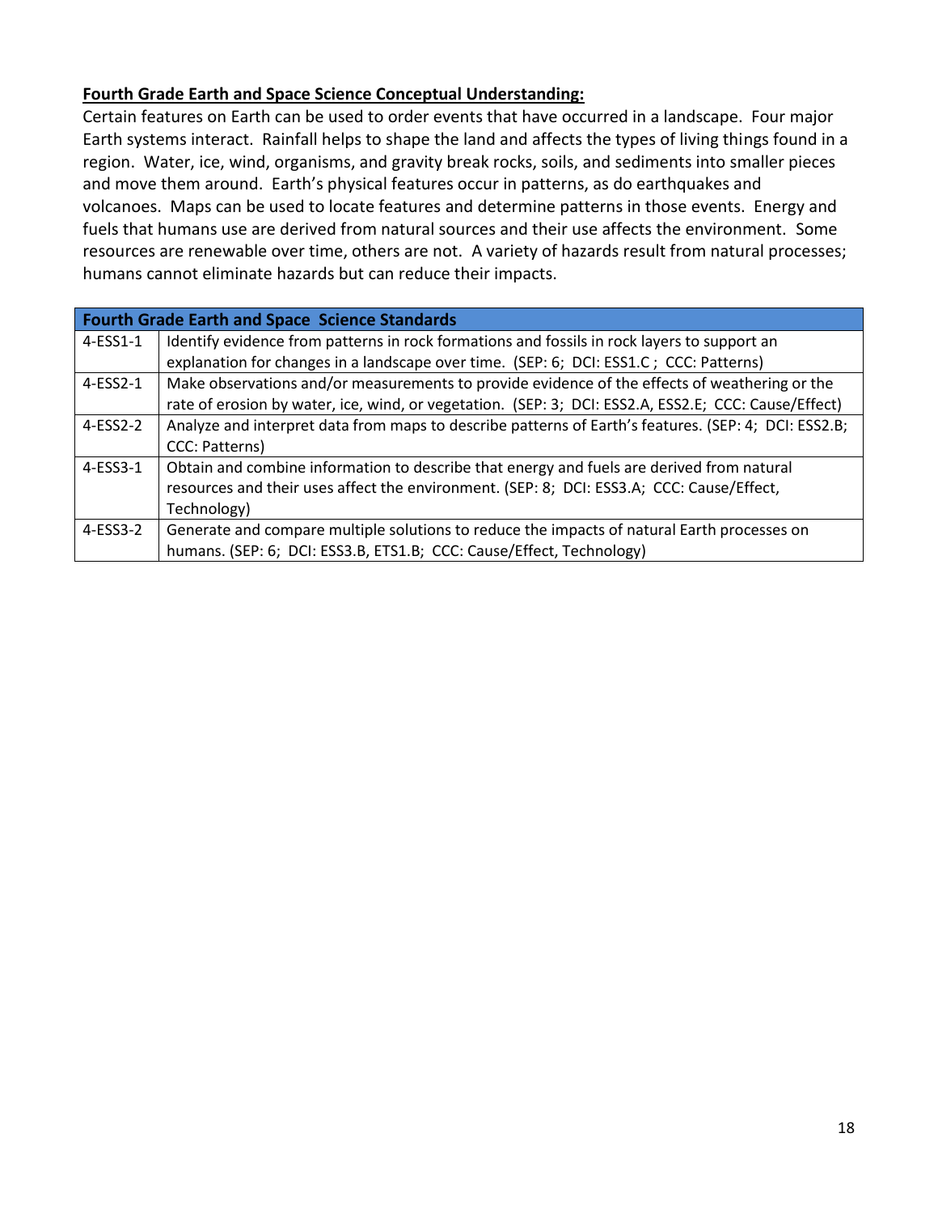**Fourth Grade Earth and Space Science Conceptual Understanding:**

Certain features on Earth can be used to order events that have occurred in a landscape. Four major Earth systems interact. Rainfall helps to shape the land and affects the types of living things found in a region. Water, ice, wind, organisms, and gravity break rocks, soils, and sediments into smaller pieces and move them around. Earth's physical features occur in patterns, as do earthquakes and volcanoes. Maps can be used to locate features and determine patterns in those events. Energy and fuels that humans use are derived from natural sources and their use affects the environment. Some resources are renewable over time, others are not. A variety of hazards result from natural processes; humans cannot eliminate hazards but can reduce their impacts.

| **Fourth Grade Earth and Space Science Standards** | |
|---|---|
| 4-ESS1-1 | Identify evidence from patterns in rock formations and fossils in rock layers to support an explanation for changes in a landscape over time. (SEP: 6; DCI: ESS1.C ; CCC: Patterns) |
| 4-ESS2-1 | Make observations and/or measurements to provide evidence of the effects of weathering or the rate of erosion by water, ice, wind, or vegetation. (SEP: 3; DCI: ESS2.A, ESS2.E; CCC: Cause/Effect) |
| 4-ESS2-2 | Analyze and interpret data from maps to describe patterns of Earth's features. (SEP: 4; DCI: ESS2.B; CCC: Patterns) |
| 4-ESS3-1 | Obtain and combine information to describe that energy and fuels are derived from natural resources and their uses affect the environment. (SEP: 8; DCI: ESS3.A; CCC: Cause/Effect, Technology) |
| 4-ESS3-2 | Generate and compare multiple solutions to reduce the impacts of natural Earth processes on humans. (SEP: 6; DCI: ESS3.B, ETS1.B; CCC: Cause/Effect, Technology) |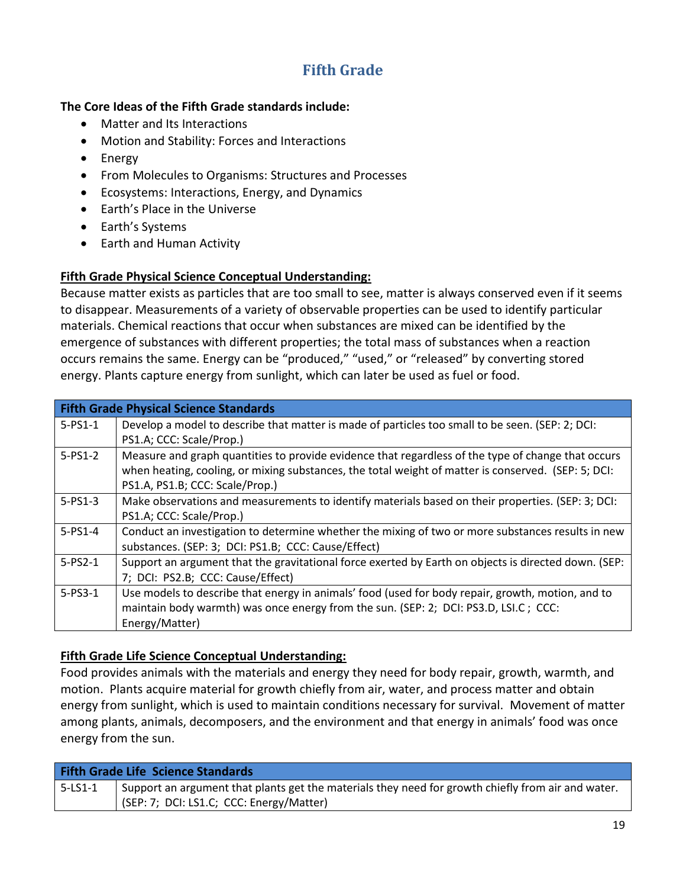# Fifth Grade

**The Core Ideas of the Fifth Grade standards include:**

- Matter and Its Interactions
- Motion and Stability: Forces and Interactions
- Energy
- From Molecules to Organisms: Structures and Processes
- Ecosystems: Interactions, Energy, and Dynamics
- Earth's Place in the Universe
- Earth's Systems
- Earth and Human Activity

**Fifth Grade Physical Science Conceptual Understanding:**

Because matter exists as particles that are too small to see, matter is always conserved even if it seems to disappear. Measurements of a variety of observable properties can be used to identify particular materials. Chemical reactions that occur when substances are mixed can be identified by the emergence of substances with different properties; the total mass of substances when a reaction occurs remains the same. Energy can be "produced," "used," or "released" by converting stored energy. Plants capture energy from sunlight, which can later be used as fuel or food.

| Fifth Grade Physical Science Standards | |
|---|---|
| 5-PS1-1 | Develop a model to describe that matter is made of particles too small to be seen. (SEP: 2; DCI: PS1.A; CCC: Scale/Prop.) |
| 5-PS1-2 | Measure and graph quantities to provide evidence that regardless of the type of change that occurs when heating, cooling, or mixing substances, the total weight of matter is conserved. (SEP: 5; DCI: PS1.A, PS1.B; CCC: Scale/Prop.) |
| 5-PS1-3 | Make observations and measurements to identify materials based on their properties. (SEP: 3; DCI: PS1.A; CCC: Scale/Prop.) |
| 5-PS1-4 | Conduct an investigation to determine whether the mixing of two or more substances results in new substances. (SEP: 3; DCI: PS1.B; CCC: Cause/Effect) |
| 5-PS2-1 | Support an argument that the gravitational force exerted by Earth on objects is directed down. (SEP: 7; DCI: PS2.B; CCC: Cause/Effect) |
| 5-PS3-1 | Use models to describe that energy in animals' food (used for body repair, growth, motion, and to maintain body warmth) was once energy from the sun. (SEP: 2; DCI: PS3.D, LSI.C ; CCC: Energy/Matter) |

**Fifth Grade Life Science Conceptual Understanding:**

Food provides animals with the materials and energy they need for body repair, growth, warmth, and motion. Plants acquire material for growth chiefly from air, water, and process matter and obtain energy from sunlight, which is used to maintain conditions necessary for survival. Movement of matter among plants, animals, decomposers, and the environment and that energy in animals' food was once energy from the sun.

| Fifth Grade Life Science Standards | |
|---|---|
| 5-LS1-1 | Support an argument that plants get the materials they need for growth chiefly from air and water. (SEP: 7; DCI: LS1.C; CCC: Energy/Matter) |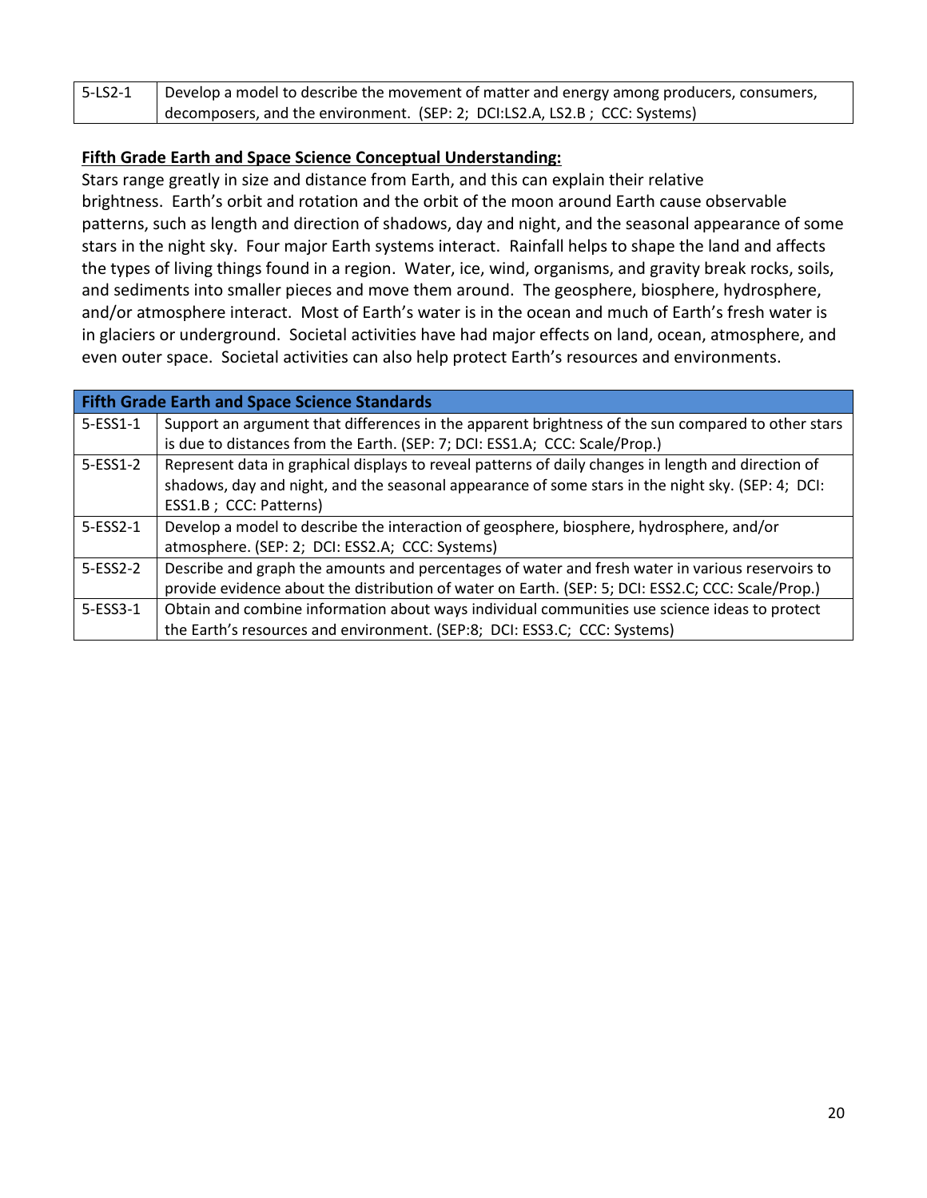| 5-LS2-1 | Develop a model to describe the movement of matter and energy among producers, consumers, decomposers, and the environment. (SEP: 2; DCI:LS2.A, LS2.B ; CCC: Systems) |
|---|---|

**Fifth Grade Earth and Space Science Conceptual Understanding:**

Stars range greatly in size and distance from Earth, and this can explain their relative brightness. Earth's orbit and rotation and the orbit of the moon around Earth cause observable patterns, such as length and direction of shadows, day and night, and the seasonal appearance of some stars in the night sky. Four major Earth systems interact. Rainfall helps to shape the land and affects the types of living things found in a region. Water, ice, wind, organisms, and gravity break rocks, soils, and sediments into smaller pieces and move them around. The geosphere, biosphere, hydrosphere, and/or atmosphere interact. Most of Earth's water is in the ocean and much of Earth's fresh water is in glaciers or underground. Societal activities have had major effects on land, ocean, atmosphere, and even outer space. Societal activities can also help protect Earth's resources and environments.

| Fifth Grade Earth and Space Science Standards | |
|---|---|
| 5-ESS1-1 | Support an argument that differences in the apparent brightness of the sun compared to other stars is due to distances from the Earth. (SEP: 7; DCI: ESS1.A; CCC: Scale/Prop.) |
| 5-ESS1-2 | Represent data in graphical displays to reveal patterns of daily changes in length and direction of shadows, day and night, and the seasonal appearance of some stars in the night sky. (SEP: 4; DCI: ESS1.B ; CCC: Patterns) |
| 5-ESS2-1 | Develop a model to describe the interaction of geosphere, biosphere, hydrosphere, and/or atmosphere. (SEP: 2; DCI: ESS2.A; CCC: Systems) |
| 5-ESS2-2 | Describe and graph the amounts and percentages of water and fresh water in various reservoirs to provide evidence about the distribution of water on Earth. (SEP: 5; DCI: ESS2.C; CCC: Scale/Prop.) |
| 5-ESS3-1 | Obtain and combine information about ways individual communities use science ideas to protect the Earth's resources and environment. (SEP:8; DCI: ESS3.C; CCC: Systems) |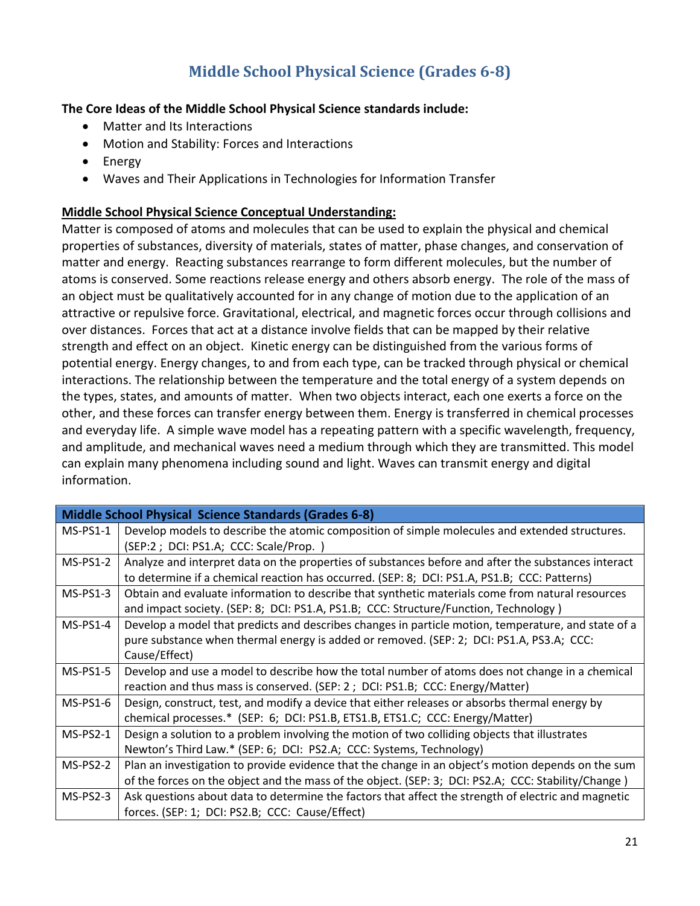# Middle School Physical Science (Grades 6-8)

**The Core Ideas of the Middle School Physical Science standards include:**

- Matter and Its Interactions
- Motion and Stability: Forces and Interactions
- Energy
- Waves and Their Applications in Technologies for Information Transfer

**Middle School Physical Science Conceptual Understanding:**

Matter is composed of atoms and molecules that can be used to explain the physical and chemical properties of substances, diversity of materials, states of matter, phase changes, and conservation of matter and energy. Reacting substances rearrange to form different molecules, but the number of atoms is conserved. Some reactions release energy and others absorb energy. The role of the mass of an object must be qualitatively accounted for in any change of motion due to the application of an attractive or repulsive force. Gravitational, electrical, and magnetic forces occur through collisions and over distances. Forces that act at a distance involve fields that can be mapped by their relative strength and effect on an object. Kinetic energy can be distinguished from the various forms of potential energy. Energy changes, to and from each type, can be tracked through physical or chemical interactions. The relationship between the temperature and the total energy of a system depends on the types, states, and amounts of matter. When two objects interact, each one exerts a force on the other, and these forces can transfer energy between them. Energy is transferred in chemical processes and everyday life. A simple wave model has a repeating pattern with a specific wavelength, frequency, and amplitude, and mechanical waves need a medium through which they are transmitted. This model can explain many phenomena including sound and light. Waves can transmit energy and digital information.

| Middle School Physical Science Standards (Grades 6-8) | |
|---|---|
| MS-PS1-1 | Develop models to describe the atomic composition of simple molecules and extended structures. (SEP:2 ; DCI: PS1.A; CCC: Scale/Prop. ) |
| MS-PS1-2 | Analyze and interpret data on the properties of substances before and after the substances interact to determine if a chemical reaction has occurred. (SEP: 8; DCI: PS1.A, PS1.B; CCC: Patterns) |
| MS-PS1-3 | Obtain and evaluate information to describe that synthetic materials come from natural resources and impact society. (SEP: 8; DCI: PS1.A, PS1.B; CCC: Structure/Function, Technology ) |
| MS-PS1-4 | Develop a model that predicts and describes changes in particle motion, temperature, and state of a pure substance when thermal energy is added or removed. (SEP: 2; DCI: PS1.A, PS3.A; CCC: Cause/Effect) |
| MS-PS1-5 | Develop and use a model to describe how the total number of atoms does not change in a chemical reaction and thus mass is conserved. (SEP: 2 ; DCI: PS1.B; CCC: Energy/Matter) |
| MS-PS1-6 | Design, construct, test, and modify a device that either releases or absorbs thermal energy by chemical processes.* (SEP: 6; DCI: PS1.B, ETS1.B, ETS1.C; CCC: Energy/Matter) |
| MS-PS2-1 | Design a solution to a problem involving the motion of two colliding objects that illustrates Newton's Third Law.* (SEP: 6; DCI: PS2.A; CCC: Systems, Technology) |
| MS-PS2-2 | Plan an investigation to provide evidence that the change in an object's motion depends on the sum of the forces on the object and the mass of the object. (SEP: 3; DCI: PS2.A; CCC: Stability/Change ) |
| MS-PS2-3 | Ask questions about data to determine the factors that affect the strength of electric and magnetic forces. (SEP: 1; DCI: PS2.B; CCC: Cause/Effect) |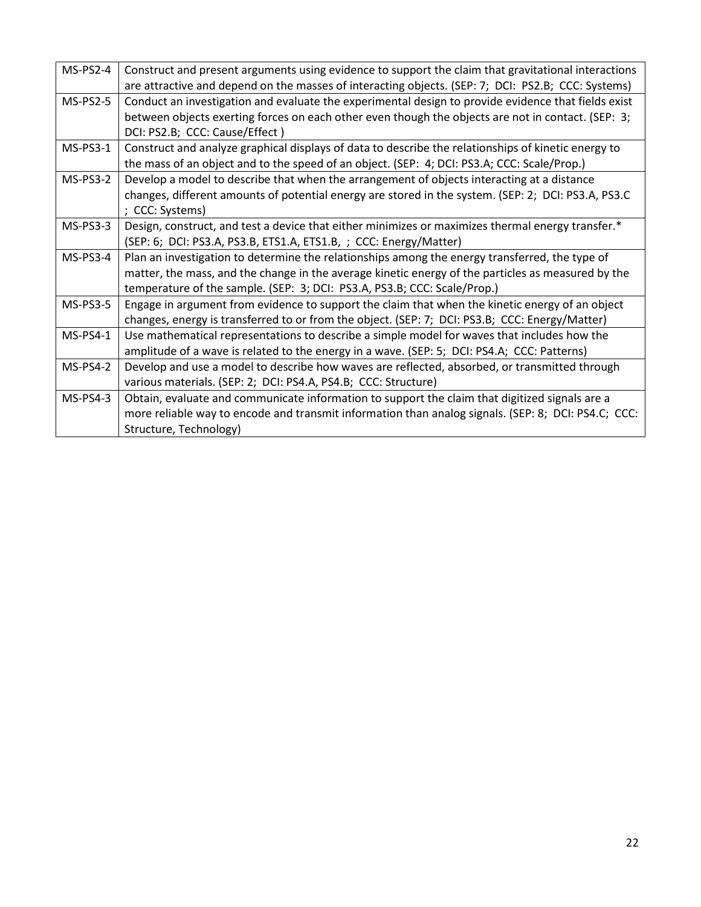| | |
|---|---|
| MS-PS2-4 | Construct and present arguments using evidence to support the claim that gravitational interactions are attractive and depend on the masses of interacting objects. (SEP: 7; DCI: PS2.B; CCC: Systems) |
| MS-PS2-5 | Conduct an investigation and evaluate the experimental design to provide evidence that fields exist between objects exerting forces on each other even though the objects are not in contact. (SEP: 3; DCI: PS2.B; CCC: Cause/Effect ) |
| MS-PS3-1 | Construct and analyze graphical displays of data to describe the relationships of kinetic energy to the mass of an object and to the speed of an object. (SEP: 4; DCI: PS3.A; CCC: Scale/Prop.) |
| MS-PS3-2 | Develop a model to describe that when the arrangement of objects interacting at a distance changes, different amounts of potential energy are stored in the system. (SEP: 2; DCI: PS3.A, PS3.C ; CCC: Systems) |
| MS-PS3-3 | Design, construct, and test a device that either minimizes or maximizes thermal energy transfer.* (SEP: 6; DCI: PS3.A, PS3.B, ETS1.A, ETS1.B, ; CCC: Energy/Matter) |
| MS-PS3-4 | Plan an investigation to determine the relationships among the energy transferred, the type of matter, the mass, and the change in the average kinetic energy of the particles as measured by the temperature of the sample. (SEP: 3; DCI: PS3.A, PS3.B; CCC: Scale/Prop.) |
| MS-PS3-5 | Engage in argument from evidence to support the claim that when the kinetic energy of an object changes, energy is transferred to or from the object. (SEP: 7; DCI: PS3.B; CCC: Energy/Matter) |
| MS-PS4-1 | Use mathematical representations to describe a simple model for waves that includes how the amplitude of a wave is related to the energy in a wave. (SEP: 5; DCI: PS4.A; CCC: Patterns) |
| MS-PS4-2 | Develop and use a model to describe how waves are reflected, absorbed, or transmitted through various materials. (SEP: 2; DCI: PS4.A, PS4.B; CCC: Structure) |
| MS-PS4-3 | Obtain, evaluate and communicate information to support the claim that digitized signals are a more reliable way to encode and transmit information than analog signals. (SEP: 8; DCI: PS4.C; CCC: Structure, Technology) |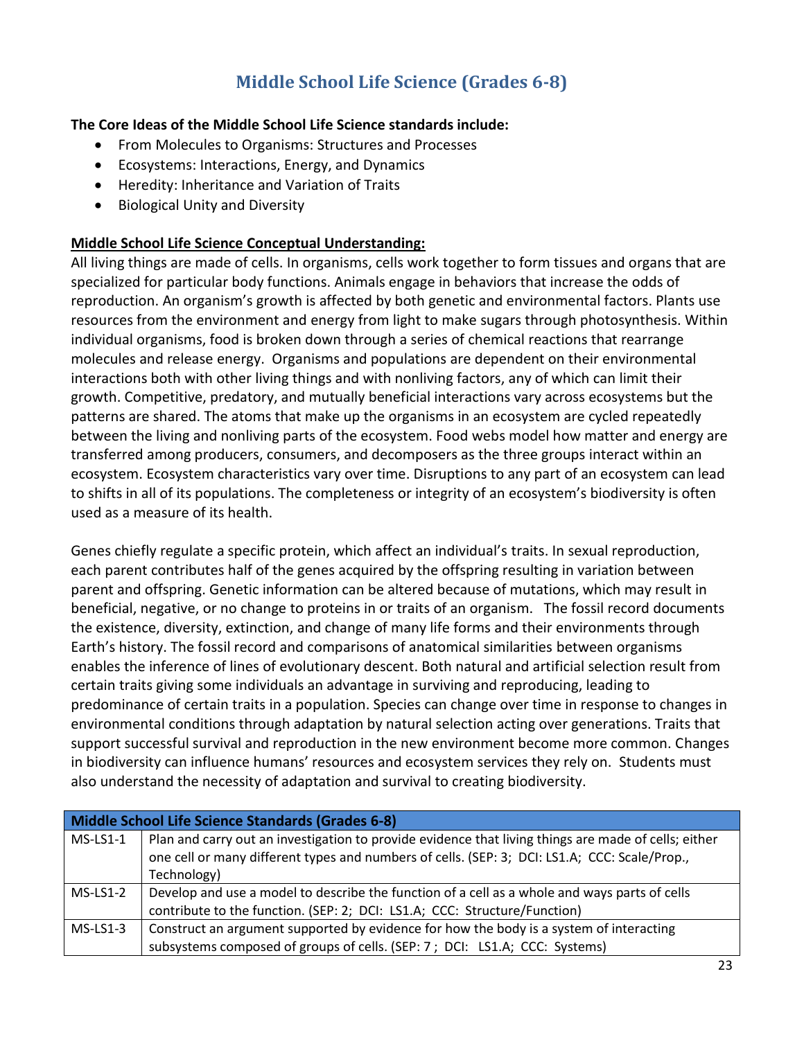# Middle School Life Science (Grades 6-8)

**The Core Ideas of the Middle School Life Science standards include:**

- From Molecules to Organisms: Structures and Processes
- Ecosystems: Interactions, Energy, and Dynamics
- Heredity: Inheritance and Variation of Traits
- Biological Unity and Diversity

**Middle School Life Science Conceptual Understanding:**

All living things are made of cells. In organisms, cells work together to form tissues and organs that are specialized for particular body functions. Animals engage in behaviors that increase the odds of reproduction. An organism's growth is affected by both genetic and environmental factors. Plants use resources from the environment and energy from light to make sugars through photosynthesis. Within individual organisms, food is broken down through a series of chemical reactions that rearrange molecules and release energy. Organisms and populations are dependent on their environmental interactions both with other living things and with nonliving factors, any of which can limit their growth. Competitive, predatory, and mutually beneficial interactions vary across ecosystems but the patterns are shared. The atoms that make up the organisms in an ecosystem are cycled repeatedly between the living and nonliving parts of the ecosystem. Food webs model how matter and energy are transferred among producers, consumers, and decomposers as the three groups interact within an ecosystem. Ecosystem characteristics vary over time. Disruptions to any part of an ecosystem can lead to shifts in all of its populations. The completeness or integrity of an ecosystem's biodiversity is often used as a measure of its health.

Genes chiefly regulate a specific protein, which affect an individual's traits. In sexual reproduction, each parent contributes half of the genes acquired by the offspring resulting in variation between parent and offspring. Genetic information can be altered because of mutations, which may result in beneficial, negative, or no change to proteins in or traits of an organism. The fossil record documents the existence, diversity, extinction, and change of many life forms and their environments through Earth's history. The fossil record and comparisons of anatomical similarities between organisms enables the inference of lines of evolutionary descent. Both natural and artificial selection result from certain traits giving some individuals an advantage in surviving and reproducing, leading to predominance of certain traits in a population. Species can change over time in response to changes in environmental conditions through adaptation by natural selection acting over generations. Traits that support successful survival and reproduction in the new environment become more common. Changes in biodiversity can influence humans' resources and ecosystem services they rely on. Students must also understand the necessity of adaptation and survival to creating biodiversity.

| Middle School Life Science Standards (Grades 6-8) | |
|---|---|
| MS-LS1-1 | Plan and carry out an investigation to provide evidence that living things are made of cells; either one cell or many different types and numbers of cells. (SEP: 3; DCI: LS1.A; CCC: Scale/Prop., Technology) |
| MS-LS1-2 | Develop and use a model to describe the function of a cell as a whole and ways parts of cells contribute to the function. (SEP: 2; DCI: LS1.A; CCC: Structure/Function) |
| MS-LS1-3 | Construct an argument supported by evidence for how the body is a system of interacting subsystems composed of groups of cells. (SEP: 7 ; DCI: LS1.A; CCC: Systems) |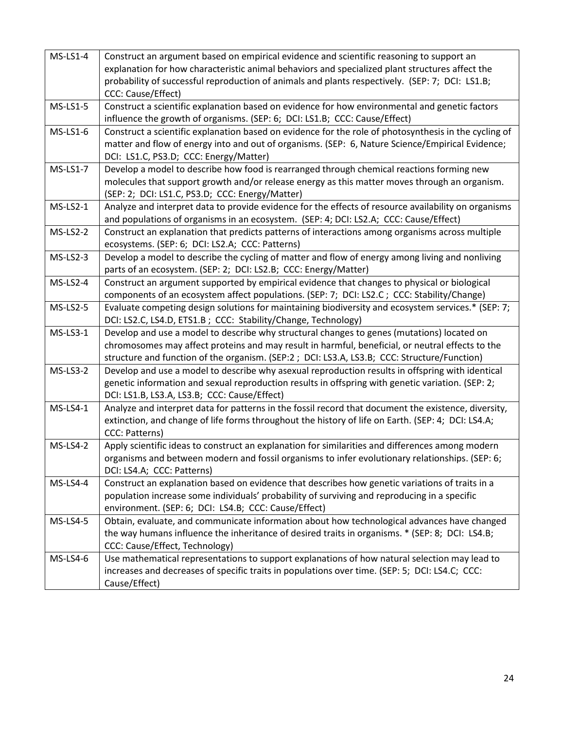| | |
|---|---|
| MS-LS1-4 | Construct an argument based on empirical evidence and scientific reasoning to support an explanation for how characteristic animal behaviors and specialized plant structures affect the probability of successful reproduction of animals and plants respectively. (SEP: 7; DCI: LS1.B; CCC: Cause/Effect) |
| MS-LS1-5 | Construct a scientific explanation based on evidence for how environmental and genetic factors influence the growth of organisms. (SEP: 6; DCI: LS1.B; CCC: Cause/Effect) |
| MS-LS1-6 | Construct a scientific explanation based on evidence for the role of photosynthesis in the cycling of matter and flow of energy into and out of organisms. (SEP: 6, Nature Science/Empirical Evidence; DCI: LS1.C, PS3.D; CCC: Energy/Matter) |
| MS-LS1-7 | Develop a model to describe how food is rearranged through chemical reactions forming new molecules that support growth and/or release energy as this matter moves through an organism. (SEP: 2; DCI: LS1.C, PS3.D; CCC: Energy/Matter) |
| MS-LS2-1 | Analyze and interpret data to provide evidence for the effects of resource availability on organisms and populations of organisms in an ecosystem. (SEP: 4; DCI: LS2.A; CCC: Cause/Effect) |
| MS-LS2-2 | Construct an explanation that predicts patterns of interactions among organisms across multiple ecosystems. (SEP: 6; DCI: LS2.A; CCC: Patterns) |
| MS-LS2-3 | Develop a model to describe the cycling of matter and flow of energy among living and nonliving parts of an ecosystem. (SEP: 2; DCI: LS2.B; CCC: Energy/Matter) |
| MS-LS2-4 | Construct an argument supported by empirical evidence that changes to physical or biological components of an ecosystem affect populations. (SEP: 7; DCI: LS2.C ; CCC: Stability/Change) |
| MS-LS2-5 | Evaluate competing design solutions for maintaining biodiversity and ecosystem services.* (SEP: 7; DCI: LS2.C, LS4.D, ETS1.B ; CCC: Stability/Change, Technology) |
| MS-LS3-1 | Develop and use a model to describe why structural changes to genes (mutations) located on chromosomes may affect proteins and may result in harmful, beneficial, or neutral effects to the structure and function of the organism. (SEP:2 ; DCI: LS3.A, LS3.B; CCC: Structure/Function) |
| MS-LS3-2 | Develop and use a model to describe why asexual reproduction results in offspring with identical genetic information and sexual reproduction results in offspring with genetic variation. (SEP: 2; DCI: LS1.B, LS3.A, LS3.B; CCC: Cause/Effect) |
| MS-LS4-1 | Analyze and interpret data for patterns in the fossil record that document the existence, diversity, extinction, and change of life forms throughout the history of life on Earth. (SEP: 4; DCI: LS4.A; CCC: Patterns) |
| MS-LS4-2 | Apply scientific ideas to construct an explanation for similarities and differences among modern organisms and between modern and fossil organisms to infer evolutionary relationships. (SEP: 6; DCI: LS4.A; CCC: Patterns) |
| MS-LS4-4 | Construct an explanation based on evidence that describes how genetic variations of traits in a population increase some individuals' probability of surviving and reproducing in a specific environment. (SEP: 6; DCI: LS4.B; CCC: Cause/Effect) |
| MS-LS4-5 | Obtain, evaluate, and communicate information about how technological advances have changed the way humans influence the inheritance of desired traits in organisms. * (SEP: 8; DCI: LS4.B; CCC: Cause/Effect, Technology) |
| MS-LS4-6 | Use mathematical representations to support explanations of how natural selection may lead to increases and decreases of specific traits in populations over time. (SEP: 5; DCI: LS4.C; CCC: Cause/Effect) |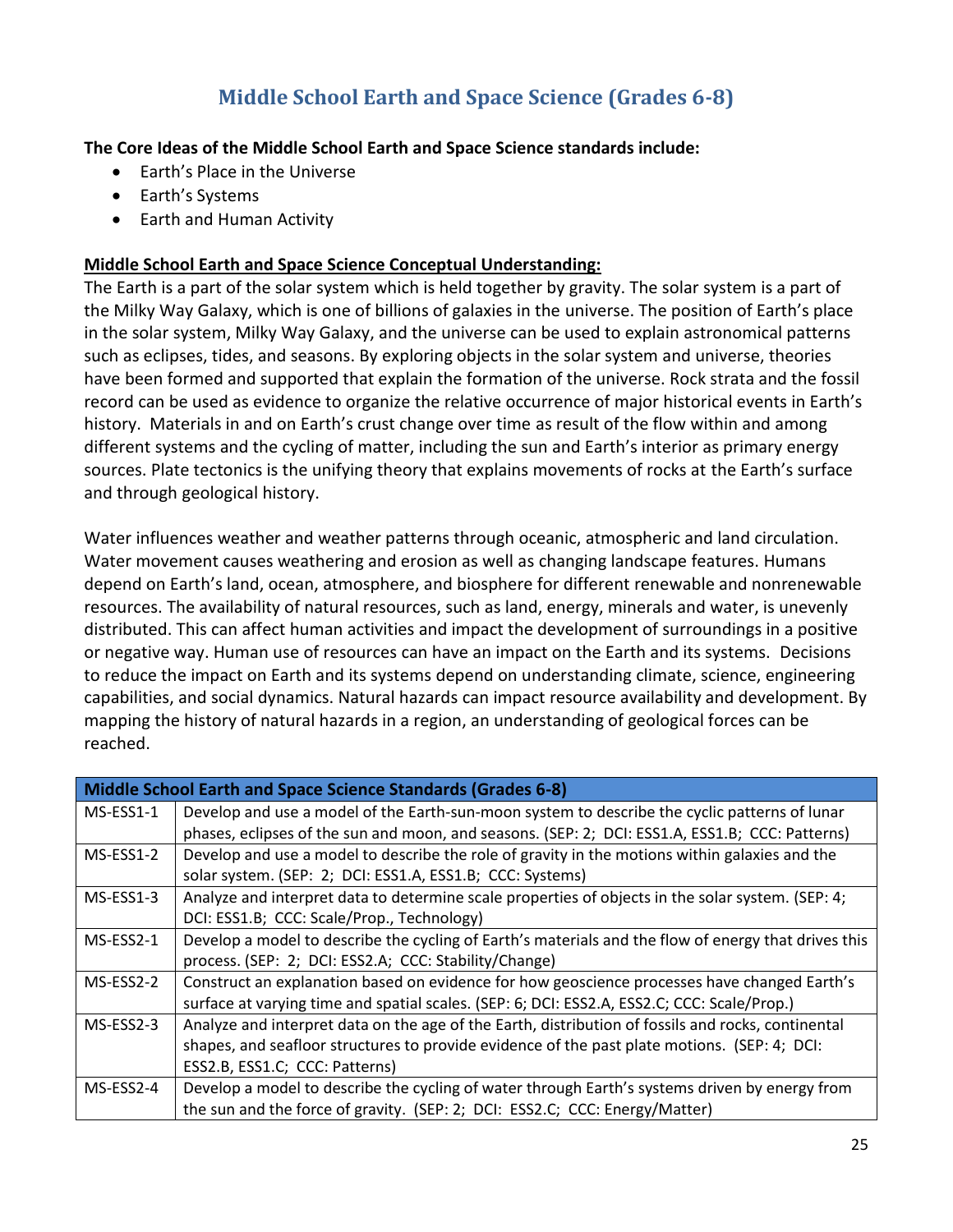# Middle School Earth and Space Science (Grades 6-8)

**The Core Ideas of the Middle School Earth and Space Science standards include:**

- Earth's Place in the Universe
- Earth's Systems
- Earth and Human Activity

**Middle School Earth and Space Science Conceptual Understanding:**

The Earth is a part of the solar system which is held together by gravity. The solar system is a part of the Milky Way Galaxy, which is one of billions of galaxies in the universe. The position of Earth's place in the solar system, Milky Way Galaxy, and the universe can be used to explain astronomical patterns such as eclipses, tides, and seasons. By exploring objects in the solar system and universe, theories have been formed and supported that explain the formation of the universe. Rock strata and the fossil record can be used as evidence to organize the relative occurrence of major historical events in Earth's history. Materials in and on Earth's crust change over time as result of the flow within and among different systems and the cycling of matter, including the sun and Earth's interior as primary energy sources. Plate tectonics is the unifying theory that explains movements of rocks at the Earth's surface and through geological history.

Water influences weather and weather patterns through oceanic, atmospheric and land circulation. Water movement causes weathering and erosion as well as changing landscape features. Humans depend on Earth's land, ocean, atmosphere, and biosphere for different renewable and nonrenewable resources. The availability of natural resources, such as land, energy, minerals and water, is unevenly distributed. This can affect human activities and impact the development of surroundings in a positive or negative way. Human use of resources can have an impact on the Earth and its systems. Decisions to reduce the impact on Earth and its systems depend on understanding climate, science, engineering capabilities, and social dynamics. Natural hazards can impact resource availability and development. By mapping the history of natural hazards in a region, an understanding of geological forces can be reached.

| Middle School Earth and Space Science Standards (Grades 6-8) | |
|---|---|
| MS-ESS1-1 | Develop and use a model of the Earth-sun-moon system to describe the cyclic patterns of lunar phases, eclipses of the sun and moon, and seasons. (SEP: 2; DCI: ESS1.A, ESS1.B; CCC: Patterns) |
| MS-ESS1-2 | Develop and use a model to describe the role of gravity in the motions within galaxies and the solar system. (SEP: 2; DCI: ESS1.A, ESS1.B; CCC: Systems) |
| MS-ESS1-3 | Analyze and interpret data to determine scale properties of objects in the solar system. (SEP: 4; DCI: ESS1.B; CCC: Scale/Prop., Technology) |
| MS-ESS2-1 | Develop a model to describe the cycling of Earth's materials and the flow of energy that drives this process. (SEP: 2; DCI: ESS2.A; CCC: Stability/Change) |
| MS-ESS2-2 | Construct an explanation based on evidence for how geoscience processes have changed Earth's surface at varying time and spatial scales. (SEP: 6; DCI: ESS2.A, ESS2.C; CCC: Scale/Prop.) |
| MS-ESS2-3 | Analyze and interpret data on the age of the Earth, distribution of fossils and rocks, continental shapes, and seafloor structures to provide evidence of the past plate motions. (SEP: 4; DCI: ESS2.B, ESS1.C; CCC: Patterns) |
| MS-ESS2-4 | Develop a model to describe the cycling of water through Earth's systems driven by energy from the sun and the force of gravity. (SEP: 2; DCI: ESS2.C; CCC: Energy/Matter) |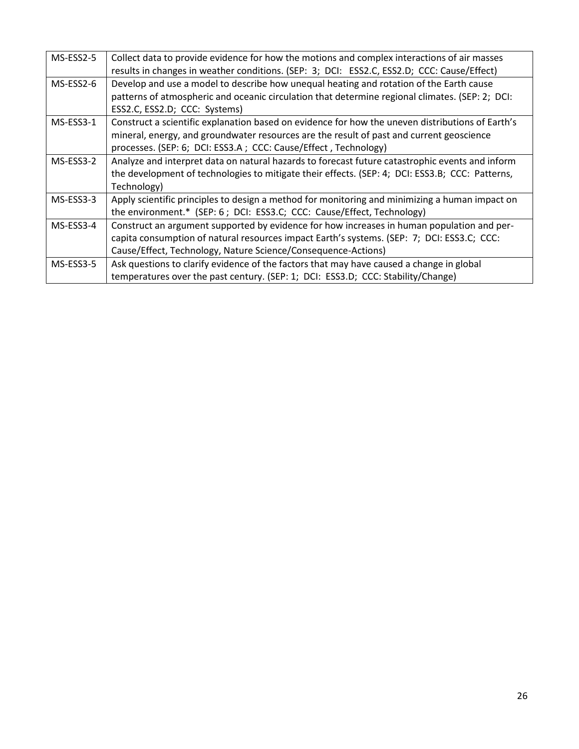| MS-ESS2-5 | Collect data to provide evidence for how the motions and complex interactions of air masses results in changes in weather conditions. (SEP: 3; DCI: ESS2.C, ESS2.D; CCC: Cause/Effect) |
|---|---|
| MS-ESS2-6 | Develop and use a model to describe how unequal heating and rotation of the Earth cause patterns of atmospheric and oceanic circulation that determine regional climates. (SEP: 2; DCI: ESS2.C, ESS2.D; CCC: Systems) |
| MS-ESS3-1 | Construct a scientific explanation based on evidence for how the uneven distributions of Earth's mineral, energy, and groundwater resources are the result of past and current geoscience processes. (SEP: 6; DCI: ESS3.A ; CCC: Cause/Effect , Technology) |
| MS-ESS3-2 | Analyze and interpret data on natural hazards to forecast future catastrophic events and inform the development of technologies to mitigate their effects. (SEP: 4; DCI: ESS3.B; CCC: Patterns, Technology) |
| MS-ESS3-3 | Apply scientific principles to design a method for monitoring and minimizing a human impact on the environment.* (SEP: 6 ; DCI: ESS3.C; CCC: Cause/Effect, Technology) |
| MS-ESS3-4 | Construct an argument supported by evidence for how increases in human population and per-capita consumption of natural resources impact Earth's systems. (SEP: 7; DCI: ESS3.C; CCC: Cause/Effect, Technology, Nature Science/Consequence-Actions) |
| MS-ESS3-5 | Ask questions to clarify evidence of the factors that may have caused a change in global temperatures over the past century. (SEP: 1; DCI: ESS3.D; CCC: Stability/Change) |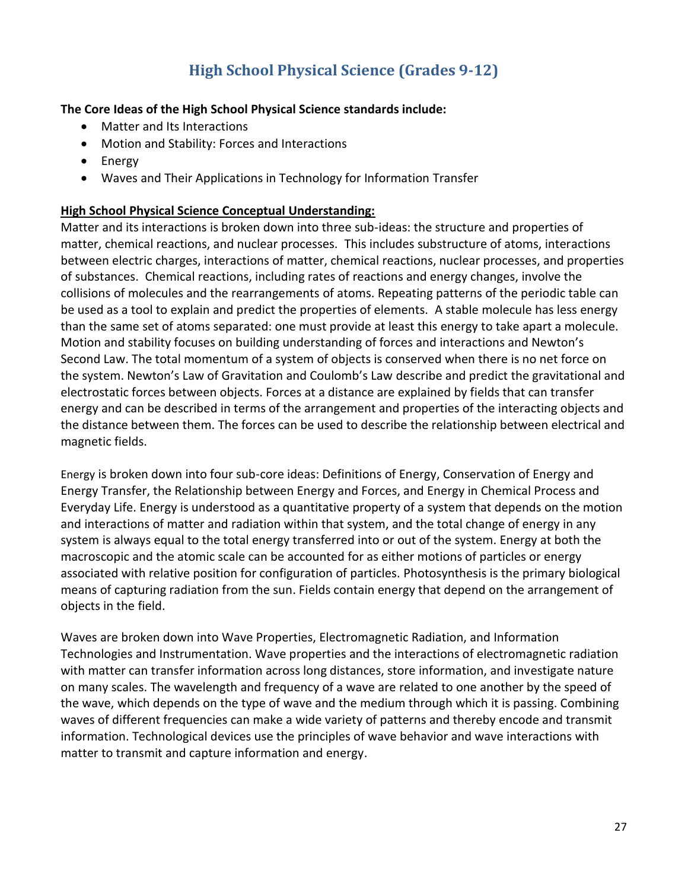# High School Physical Science (Grades 9-12)

**The Core Ideas of the High School Physical Science standards include:**

- Matter and Its Interactions
- Motion and Stability: Forces and Interactions
- Energy
- Waves and Their Applications in Technology for Information Transfer

**High School Physical Science Conceptual Understanding:**

Matter and its interactions is broken down into three sub-ideas: the structure and properties of matter, chemical reactions, and nuclear processes. This includes substructure of atoms, interactions between electric charges, interactions of matter, chemical reactions, nuclear processes, and properties of substances. Chemical reactions, including rates of reactions and energy changes, involve the collisions of molecules and the rearrangements of atoms. Repeating patterns of the periodic table can be used as a tool to explain and predict the properties of elements. A stable molecule has less energy than the same set of atoms separated: one must provide at least this energy to take apart a molecule. Motion and stability focuses on building understanding of forces and interactions and Newton's Second Law. The total momentum of a system of objects is conserved when there is no net force on the system. Newton's Law of Gravitation and Coulomb's Law describe and predict the gravitational and electrostatic forces between objects. Forces at a distance are explained by fields that can transfer energy and can be described in terms of the arrangement and properties of the interacting objects and the distance between them. The forces can be used to describe the relationship between electrical and magnetic fields.

Energy is broken down into four sub-core ideas: Definitions of Energy, Conservation of Energy and Energy Transfer, the Relationship between Energy and Forces, and Energy in Chemical Process and Everyday Life. Energy is understood as a quantitative property of a system that depends on the motion and interactions of matter and radiation within that system, and the total change of energy in any system is always equal to the total energy transferred into or out of the system. Energy at both the macroscopic and the atomic scale can be accounted for as either motions of particles or energy associated with relative position for configuration of particles. Photosynthesis is the primary biological means of capturing radiation from the sun. Fields contain energy that depend on the arrangement of objects in the field.

Waves are broken down into Wave Properties, Electromagnetic Radiation, and Information Technologies and Instrumentation. Wave properties and the interactions of electromagnetic radiation with matter can transfer information across long distances, store information, and investigate nature on many scales. The wavelength and frequency of a wave are related to one another by the speed of the wave, which depends on the type of wave and the medium through which it is passing. Combining waves of different frequencies can make a wide variety of patterns and thereby encode and transmit information. Technological devices use the principles of wave behavior and wave interactions with matter to transmit and capture information and energy.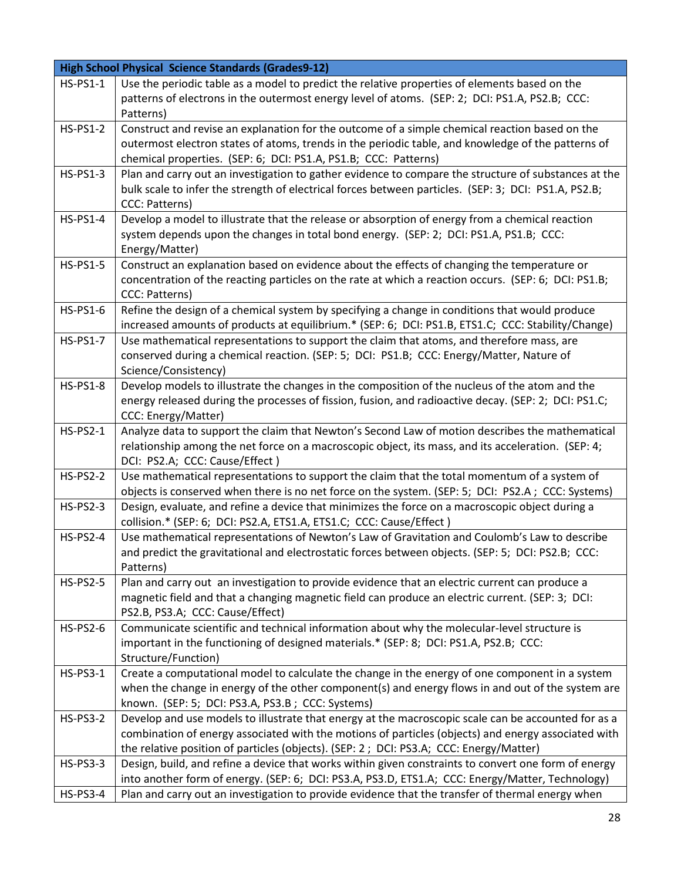| High School Physical Science Standards (Grades9-12) | |
|---|---|
| HS-PS1-1 | Use the periodic table as a model to predict the relative properties of elements based on the patterns of electrons in the outermost energy level of atoms. (SEP: 2; DCI: PS1.A, PS2.B; CCC: Patterns) |
| HS-PS1-2 | Construct and revise an explanation for the outcome of a simple chemical reaction based on the outermost electron states of atoms, trends in the periodic table, and knowledge of the patterns of chemical properties. (SEP: 6; DCI: PS1.A, PS1.B; CCC: Patterns) |
| HS-PS1-3 | Plan and carry out an investigation to gather evidence to compare the structure of substances at the bulk scale to infer the strength of electrical forces between particles. (SEP: 3; DCI: PS1.A, PS2.B; CCC: Patterns) |
| HS-PS1-4 | Develop a model to illustrate that the release or absorption of energy from a chemical reaction system depends upon the changes in total bond energy. (SEP: 2; DCI: PS1.A, PS1.B; CCC: Energy/Matter) |
| HS-PS1-5 | Construct an explanation based on evidence about the effects of changing the temperature or concentration of the reacting particles on the rate at which a reaction occurs. (SEP: 6; DCI: PS1.B; CCC: Patterns) |
| HS-PS1-6 | Refine the design of a chemical system by specifying a change in conditions that would produce increased amounts of products at equilibrium.* (SEP: 6; DCI: PS1.B, ETS1.C; CCC: Stability/Change) |
| HS-PS1-7 | Use mathematical representations to support the claim that atoms, and therefore mass, are conserved during a chemical reaction. (SEP: 5; DCI: PS1.B; CCC: Energy/Matter, Nature of Science/Consistency) |
| HS-PS1-8 | Develop models to illustrate the changes in the composition of the nucleus of the atom and the energy released during the processes of fission, fusion, and radioactive decay. (SEP: 2; DCI: PS1.C; CCC: Energy/Matter) |
| HS-PS2-1 | Analyze data to support the claim that Newton's Second Law of motion describes the mathematical relationship among the net force on a macroscopic object, its mass, and its acceleration. (SEP: 4; DCI: PS2.A; CCC: Cause/Effect ) |
| HS-PS2-2 | Use mathematical representations to support the claim that the total momentum of a system of objects is conserved when there is no net force on the system. (SEP: 5; DCI: PS2.A ; CCC: Systems) |
| HS-PS2-3 | Design, evaluate, and refine a device that minimizes the force on a macroscopic object during a collision.* (SEP: 6; DCI: PS2.A, ETS1.A, ETS1.C; CCC: Cause/Effect ) |
| HS-PS2-4 | Use mathematical representations of Newton's Law of Gravitation and Coulomb's Law to describe and predict the gravitational and electrostatic forces between objects. (SEP: 5; DCI: PS2.B; CCC: Patterns) |
| HS-PS2-5 | Plan and carry out an investigation to provide evidence that an electric current can produce a magnetic field and that a changing magnetic field can produce an electric current. (SEP: 3; DCI: PS2.B, PS3.A; CCC: Cause/Effect) |
| HS-PS2-6 | Communicate scientific and technical information about why the molecular-level structure is important in the functioning of designed materials.* (SEP: 8; DCI: PS1.A, PS2.B; CCC: Structure/Function) |
| HS-PS3-1 | Create a computational model to calculate the change in the energy of one component in a system when the change in energy of the other component(s) and energy flows in and out of the system are known. (SEP: 5; DCI: PS3.A, PS3.B ; CCC: Systems) |
| HS-PS3-2 | Develop and use models to illustrate that energy at the macroscopic scale can be accounted for as a combination of energy associated with the motions of particles (objects) and energy associated with the relative position of particles (objects). (SEP: 2 ; DCI: PS3.A; CCC: Energy/Matter) |
| HS-PS3-3 | Design, build, and refine a device that works within given constraints to convert one form of energy into another form of energy. (SEP: 6; DCI: PS3.A, PS3.D, ETS1.A; CCC: Energy/Matter, Technology) |
| HS-PS3-4 | Plan and carry out an investigation to provide evidence that the transfer of thermal energy when |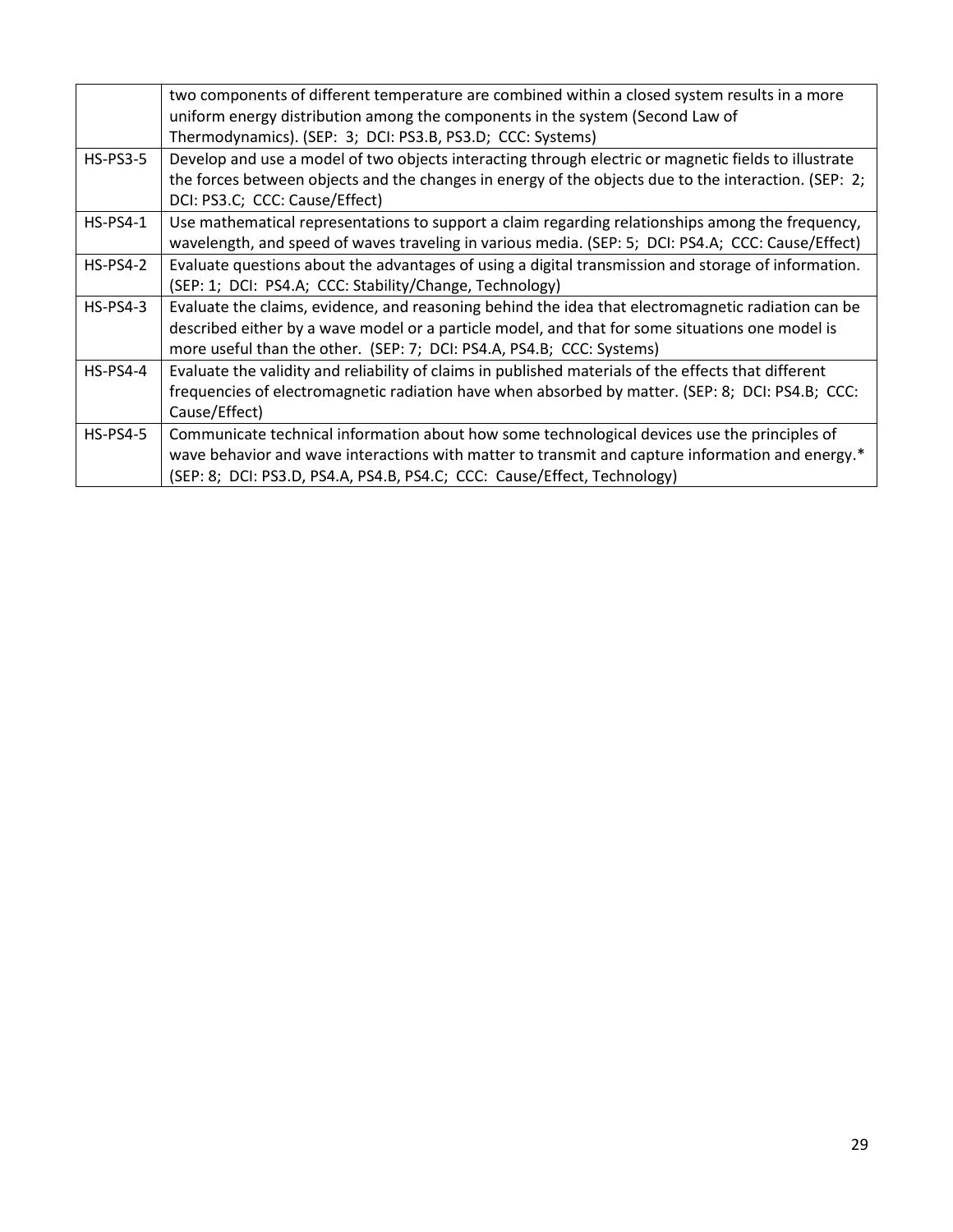| | |
|---|---|
| | two components of different temperature are combined within a closed system results in a more uniform energy distribution among the components in the system (Second Law of Thermodynamics). (SEP: 3; DCI: PS3.B, PS3.D; CCC: Systems) |
| HS-PS3-5 | Develop and use a model of two objects interacting through electric or magnetic fields to illustrate the forces between objects and the changes in energy of the objects due to the interaction. (SEP: 2; DCI: PS3.C; CCC: Cause/Effect) |
| HS-PS4-1 | Use mathematical representations to support a claim regarding relationships among the frequency, wavelength, and speed of waves traveling in various media. (SEP: 5; DCI: PS4.A; CCC: Cause/Effect) |
| HS-PS4-2 | Evaluate questions about the advantages of using a digital transmission and storage of information. (SEP: 1; DCI: PS4.A; CCC: Stability/Change, Technology) |
| HS-PS4-3 | Evaluate the claims, evidence, and reasoning behind the idea that electromagnetic radiation can be described either by a wave model or a particle model, and that for some situations one model is more useful than the other. (SEP: 7; DCI: PS4.A, PS4.B; CCC: Systems) |
| HS-PS4-4 | Evaluate the validity and reliability of claims in published materials of the effects that different frequencies of electromagnetic radiation have when absorbed by matter. (SEP: 8; DCI: PS4.B; CCC: Cause/Effect) |
| HS-PS4-5 | Communicate technical information about how some technological devices use the principles of wave behavior and wave interactions with matter to transmit and capture information and energy.* (SEP: 8; DCI: PS3.D, PS4.A, PS4.B, PS4.C; CCC: Cause/Effect, Technology) |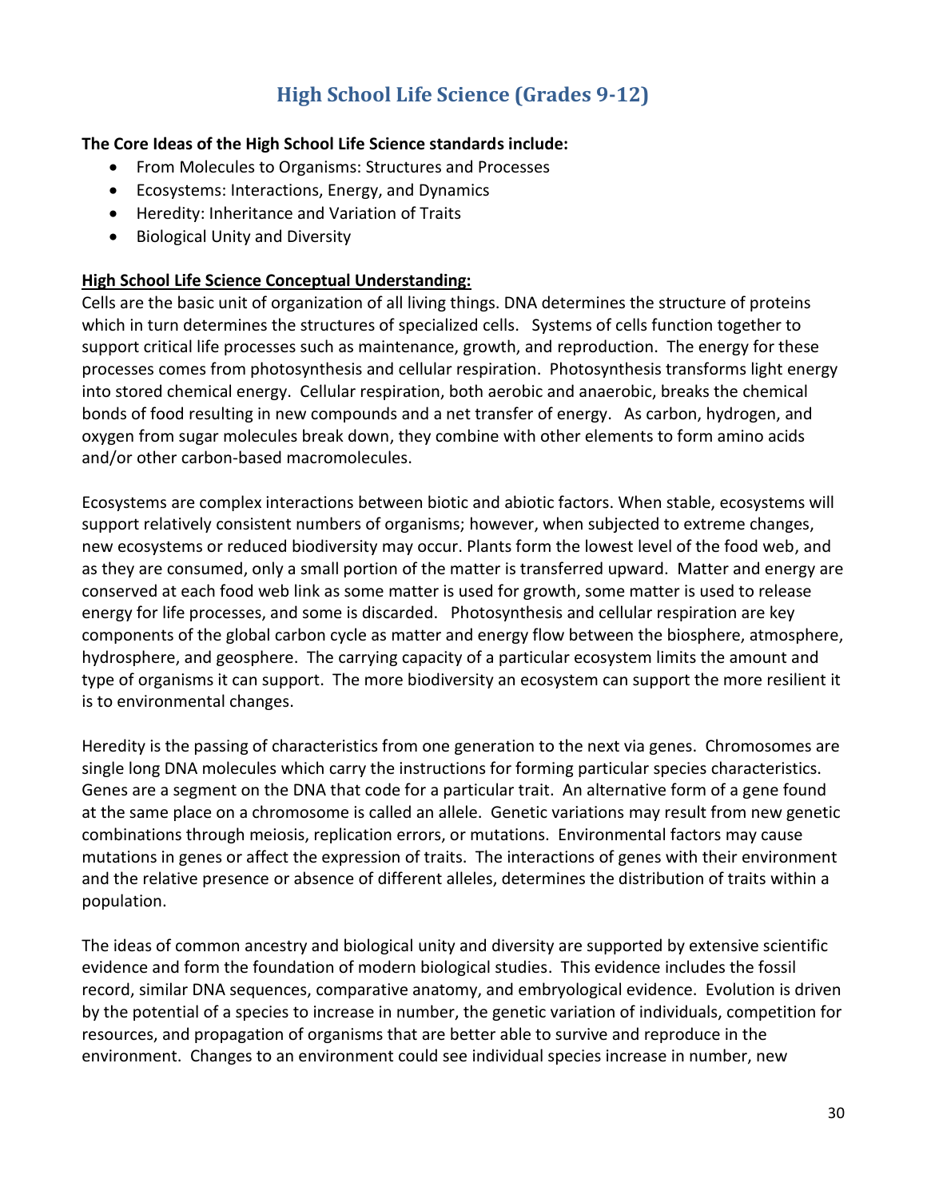# High School Life Science (Grades 9-12)

**The Core Ideas of the High School Life Science standards include:**

- From Molecules to Organisms: Structures and Processes
- Ecosystems: Interactions, Energy, and Dynamics
- Heredity: Inheritance and Variation of Traits
- Biological Unity and Diversity

**High School Life Science Conceptual Understanding:**

Cells are the basic unit of organization of all living things. DNA determines the structure of proteins which in turn determines the structures of specialized cells. Systems of cells function together to support critical life processes such as maintenance, growth, and reproduction. The energy for these processes comes from photosynthesis and cellular respiration. Photosynthesis transforms light energy into stored chemical energy. Cellular respiration, both aerobic and anaerobic, breaks the chemical bonds of food resulting in new compounds and a net transfer of energy. As carbon, hydrogen, and oxygen from sugar molecules break down, they combine with other elements to form amino acids and/or other carbon-based macromolecules.

Ecosystems are complex interactions between biotic and abiotic factors. When stable, ecosystems will support relatively consistent numbers of organisms; however, when subjected to extreme changes, new ecosystems or reduced biodiversity may occur. Plants form the lowest level of the food web, and as they are consumed, only a small portion of the matter is transferred upward. Matter and energy are conserved at each food web link as some matter is used for growth, some matter is used to release energy for life processes, and some is discarded. Photosynthesis and cellular respiration are key components of the global carbon cycle as matter and energy flow between the biosphere, atmosphere, hydrosphere, and geosphere. The carrying capacity of a particular ecosystem limits the amount and type of organisms it can support. The more biodiversity an ecosystem can support the more resilient it is to environmental changes.

Heredity is the passing of characteristics from one generation to the next via genes. Chromosomes are single long DNA molecules which carry the instructions for forming particular species characteristics. Genes are a segment on the DNA that code for a particular trait. An alternative form of a gene found at the same place on a chromosome is called an allele. Genetic variations may result from new genetic combinations through meiosis, replication errors, or mutations. Environmental factors may cause mutations in genes or affect the expression of traits. The interactions of genes with their environment and the relative presence or absence of different alleles, determines the distribution of traits within a population.

The ideas of common ancestry and biological unity and diversity are supported by extensive scientific evidence and form the foundation of modern biological studies. This evidence includes the fossil record, similar DNA sequences, comparative anatomy, and embryological evidence. Evolution is driven by the potential of a species to increase in number, the genetic variation of individuals, competition for resources, and propagation of organisms that are better able to survive and reproduce in the environment. Changes to an environment could see individual species increase in number, new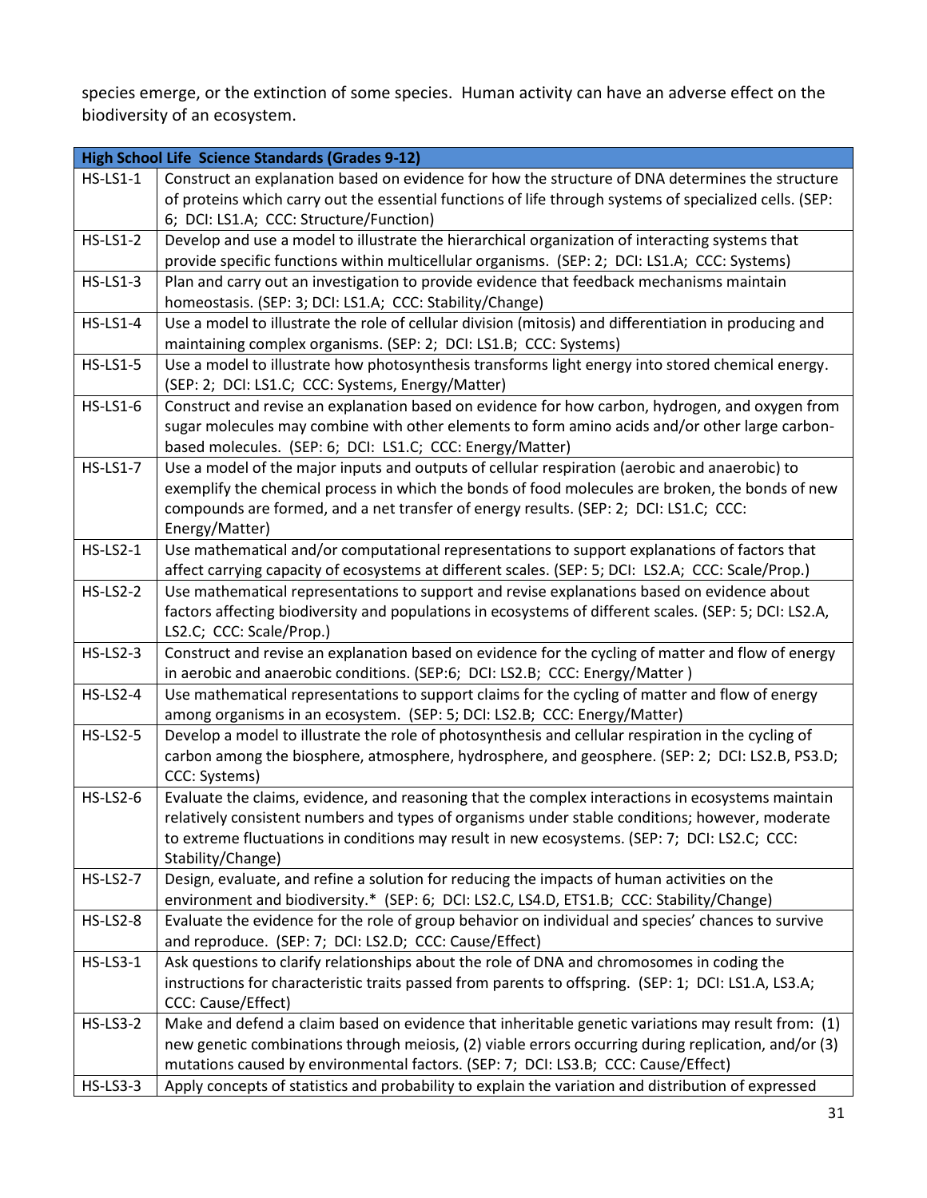species emerge, or the extinction of some species. Human activity can have an adverse effect on the biodiversity of an ecosystem.

| High School Life Science Standards (Grades 9-12) | |
|---|---|
| HS-LS1-1 | Construct an explanation based on evidence for how the structure of DNA determines the structure of proteins which carry out the essential functions of life through systems of specialized cells. (SEP: 6; DCI: LS1.A; CCC: Structure/Function) |
| HS-LS1-2 | Develop and use a model to illustrate the hierarchical organization of interacting systems that provide specific functions within multicellular organisms. (SEP: 2; DCI: LS1.A; CCC: Systems) |
| HS-LS1-3 | Plan and carry out an investigation to provide evidence that feedback mechanisms maintain homeostasis. (SEP: 3; DCI: LS1.A; CCC: Stability/Change) |
| HS-LS1-4 | Use a model to illustrate the role of cellular division (mitosis) and differentiation in producing and maintaining complex organisms. (SEP: 2; DCI: LS1.B; CCC: Systems) |
| HS-LS1-5 | Use a model to illustrate how photosynthesis transforms light energy into stored chemical energy. (SEP: 2; DCI: LS1.C; CCC: Systems, Energy/Matter) |
| HS-LS1-6 | Construct and revise an explanation based on evidence for how carbon, hydrogen, and oxygen from sugar molecules may combine with other elements to form amino acids and/or other large carbon-based molecules. (SEP: 6; DCI: LS1.C; CCC: Energy/Matter) |
| HS-LS1-7 | Use a model of the major inputs and outputs of cellular respiration (aerobic and anaerobic) to exemplify the chemical process in which the bonds of food molecules are broken, the bonds of new compounds are formed, and a net transfer of energy results. (SEP: 2; DCI: LS1.C; CCC: Energy/Matter) |
| HS-LS2-1 | Use mathematical and/or computational representations to support explanations of factors that affect carrying capacity of ecosystems at different scales. (SEP: 5; DCI: LS2.A; CCC: Scale/Prop.) |
| HS-LS2-2 | Use mathematical representations to support and revise explanations based on evidence about factors affecting biodiversity and populations in ecosystems of different scales. (SEP: 5; DCI: LS2.A, LS2.C; CCC: Scale/Prop.) |
| HS-LS2-3 | Construct and revise an explanation based on evidence for the cycling of matter and flow of energy in aerobic and anaerobic conditions. (SEP:6; DCI: LS2.B; CCC: Energy/Matter ) |
| HS-LS2-4 | Use mathematical representations to support claims for the cycling of matter and flow of energy among organisms in an ecosystem. (SEP: 5; DCI: LS2.B; CCC: Energy/Matter) |
| HS-LS2-5 | Develop a model to illustrate the role of photosynthesis and cellular respiration in the cycling of carbon among the biosphere, atmosphere, hydrosphere, and geosphere. (SEP: 2; DCI: LS2.B, PS3.D; CCC: Systems) |
| HS-LS2-6 | Evaluate the claims, evidence, and reasoning that the complex interactions in ecosystems maintain relatively consistent numbers and types of organisms under stable conditions; however, moderate to extreme fluctuations in conditions may result in new ecosystems. (SEP: 7; DCI: LS2.C; CCC: Stability/Change) |
| HS-LS2-7 | Design, evaluate, and refine a solution for reducing the impacts of human activities on the environment and biodiversity.* (SEP: 6; DCI: LS2.C, LS4.D, ETS1.B; CCC: Stability/Change) |
| HS-LS2-8 | Evaluate the evidence for the role of group behavior on individual and species' chances to survive and reproduce. (SEP: 7; DCI: LS2.D; CCC: Cause/Effect) |
| HS-LS3-1 | Ask questions to clarify relationships about the role of DNA and chromosomes in coding the instructions for characteristic traits passed from parents to offspring. (SEP: 1; DCI: LS1.A, LS3.A; CCC: Cause/Effect) |
| HS-LS3-2 | Make and defend a claim based on evidence that inheritable genetic variations may result from: (1) new genetic combinations through meiosis, (2) viable errors occurring during replication, and/or (3) mutations caused by environmental factors. (SEP: 7; DCI: LS3.B; CCC: Cause/Effect) |
| HS-LS3-3 | Apply concepts of statistics and probability to explain the variation and distribution of expressed |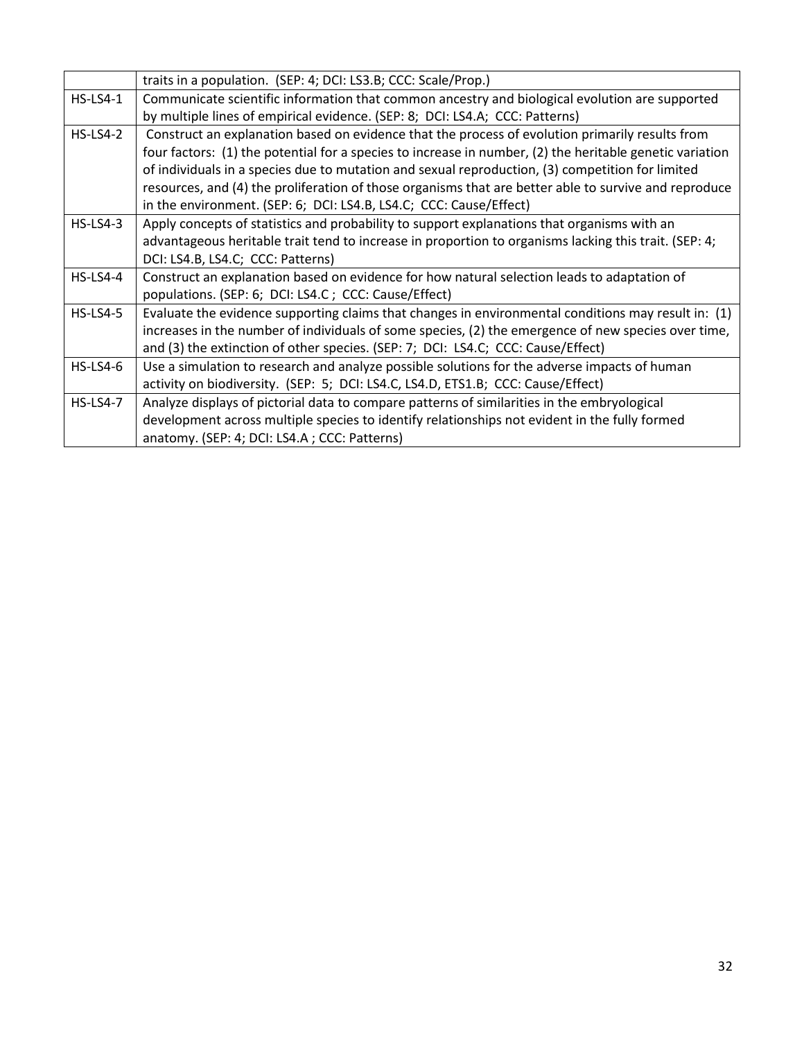| | |
|---|---|
| | traits in a population. (SEP: 4; DCI: LS3.B; CCC: Scale/Prop.) |
| HS-LS4-1 | Communicate scientific information that common ancestry and biological evolution are supported by multiple lines of empirical evidence. (SEP: 8; DCI: LS4.A; CCC: Patterns) |
| HS-LS4-2 | Construct an explanation based on evidence that the process of evolution primarily results from four factors: (1) the potential for a species to increase in number, (2) the heritable genetic variation of individuals in a species due to mutation and sexual reproduction, (3) competition for limited resources, and (4) the proliferation of those organisms that are better able to survive and reproduce in the environment. (SEP: 6; DCI: LS4.B, LS4.C; CCC: Cause/Effect) |
| HS-LS4-3 | Apply concepts of statistics and probability to support explanations that organisms with an advantageous heritable trait tend to increase in proportion to organisms lacking this trait. (SEP: 4; DCI: LS4.B, LS4.C; CCC: Patterns) |
| HS-LS4-4 | Construct an explanation based on evidence for how natural selection leads to adaptation of populations. (SEP: 6; DCI: LS4.C ; CCC: Cause/Effect) |
| HS-LS4-5 | Evaluate the evidence supporting claims that changes in environmental conditions may result in: (1) increases in the number of individuals of some species, (2) the emergence of new species over time, and (3) the extinction of other species. (SEP: 7; DCI: LS4.C; CCC: Cause/Effect) |
| HS-LS4-6 | Use a simulation to research and analyze possible solutions for the adverse impacts of human activity on biodiversity. (SEP: 5; DCI: LS4.C, LS4.D, ETS1.B; CCC: Cause/Effect) |
| HS-LS4-7 | Analyze displays of pictorial data to compare patterns of similarities in the embryological development across multiple species to identify relationships not evident in the fully formed anatomy. (SEP: 4; DCI: LS4.A ; CCC: Patterns) |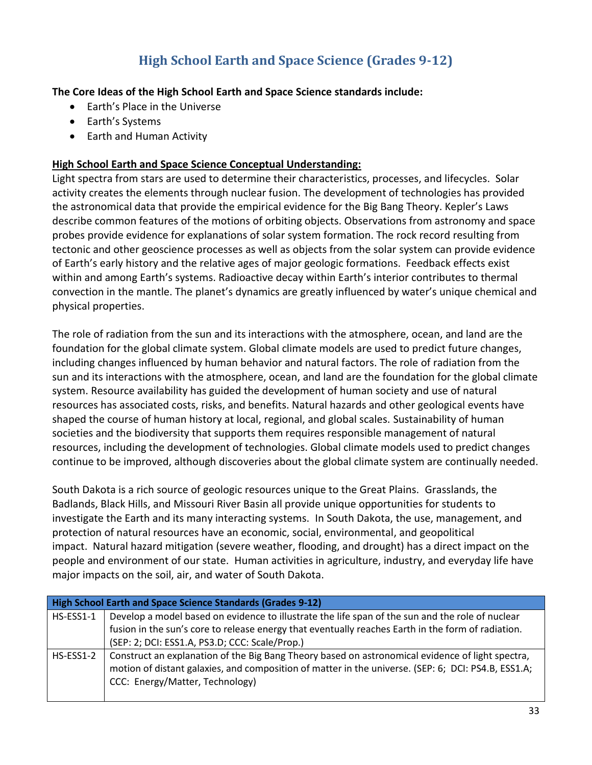# High School Earth and Space Science (Grades 9-12)

**The Core Ideas of the High School Earth and Space Science standards include:**

- Earth's Place in the Universe
- Earth's Systems
- Earth and Human Activity

**High School Earth and Space Science Conceptual Understanding:**

Light spectra from stars are used to determine their characteristics, processes, and lifecycles. Solar activity creates the elements through nuclear fusion. The development of technologies has provided the astronomical data that provide the empirical evidence for the Big Bang Theory. Kepler's Laws describe common features of the motions of orbiting objects. Observations from astronomy and space probes provide evidence for explanations of solar system formation. The rock record resulting from tectonic and other geoscience processes as well as objects from the solar system can provide evidence of Earth's early history and the relative ages of major geologic formations. Feedback effects exist within and among Earth's systems. Radioactive decay within Earth's interior contributes to thermal convection in the mantle. The planet's dynamics are greatly influenced by water's unique chemical and physical properties.

The role of radiation from the sun and its interactions with the atmosphere, ocean, and land are the foundation for the global climate system. Global climate models are used to predict future changes, including changes influenced by human behavior and natural factors. The role of radiation from the sun and its interactions with the atmosphere, ocean, and land are the foundation for the global climate system. Resource availability has guided the development of human society and use of natural resources has associated costs, risks, and benefits. Natural hazards and other geological events have shaped the course of human history at local, regional, and global scales. Sustainability of human societies and the biodiversity that supports them requires responsible management of natural resources, including the development of technologies. Global climate models used to predict changes continue to be improved, although discoveries about the global climate system are continually needed.

South Dakota is a rich source of geologic resources unique to the Great Plains. Grasslands, the Badlands, Black Hills, and Missouri River Basin all provide unique opportunities for students to investigate the Earth and its many interacting systems. In South Dakota, the use, management, and protection of natural resources have an economic, social, environmental, and geopolitical impact. Natural hazard mitigation (severe weather, flooding, and drought) has a direct impact on the people and environment of our state. Human activities in agriculture, industry, and everyday life have major impacts on the soil, air, and water of South Dakota.

| High School Earth and Space Science Standards (Grades 9-12) | |
|---|---|
| HS-ESS1-1 | Develop a model based on evidence to illustrate the life span of the sun and the role of nuclear fusion in the sun's core to release energy that eventually reaches Earth in the form of radiation. (SEP: 2; DCI: ESS1.A, PS3.D; CCC: Scale/Prop.) |
| HS-ESS1-2 | Construct an explanation of the Big Bang Theory based on astronomical evidence of light spectra, motion of distant galaxies, and composition of matter in the universe. (SEP: 6; DCI: PS4.B, ESS1.A; CCC: Energy/Matter, Technology) |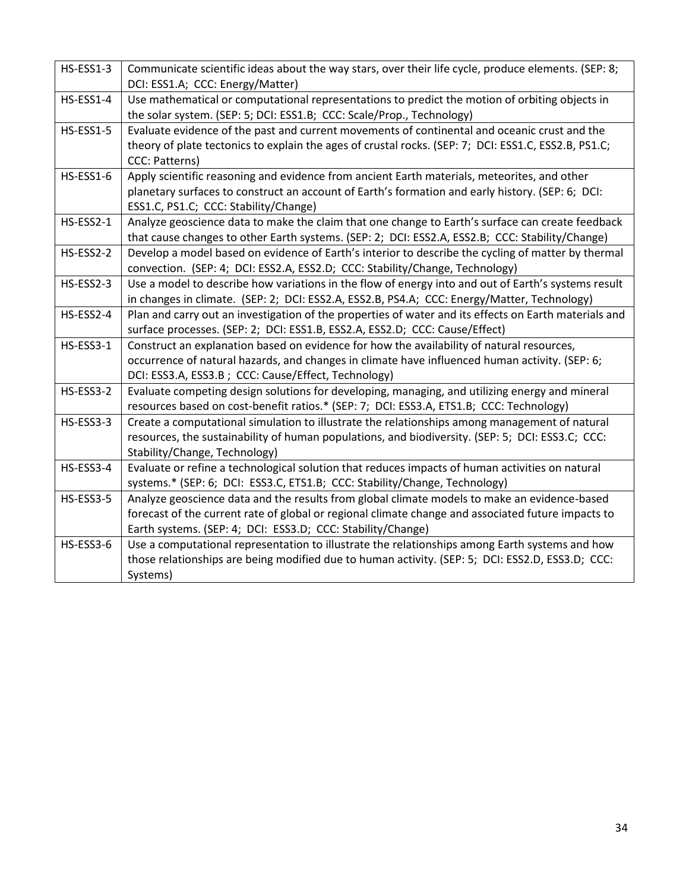| | |
|---|---|
| HS-ESS1-3 | Communicate scientific ideas about the way stars, over their life cycle, produce elements. (SEP: 8; DCI: ESS1.A; CCC: Energy/Matter) |
| HS-ESS1-4 | Use mathematical or computational representations to predict the motion of orbiting objects in the solar system. (SEP: 5; DCI: ESS1.B; CCC: Scale/Prop., Technology) |
| HS-ESS1-5 | Evaluate evidence of the past and current movements of continental and oceanic crust and the theory of plate tectonics to explain the ages of crustal rocks. (SEP: 7; DCI: ESS1.C, ESS2.B, PS1.C; CCC: Patterns) |
| HS-ESS1-6 | Apply scientific reasoning and evidence from ancient Earth materials, meteorites, and other planetary surfaces to construct an account of Earth's formation and early history. (SEP: 6; DCI: ESS1.C, PS1.C; CCC: Stability/Change) |
| HS-ESS2-1 | Analyze geoscience data to make the claim that one change to Earth's surface can create feedback that cause changes to other Earth systems. (SEP: 2; DCI: ESS2.A, ESS2.B; CCC: Stability/Change) |
| HS-ESS2-2 | Develop a model based on evidence of Earth's interior to describe the cycling of matter by thermal convection. (SEP: 4; DCI: ESS2.A, ESS2.D; CCC: Stability/Change, Technology) |
| HS-ESS2-3 | Use a model to describe how variations in the flow of energy into and out of Earth's systems result in changes in climate. (SEP: 2; DCI: ESS2.A, ESS2.B, PS4.A; CCC: Energy/Matter, Technology) |
| HS-ESS2-4 | Plan and carry out an investigation of the properties of water and its effects on Earth materials and surface processes. (SEP: 2; DCI: ESS1.B, ESS2.A, ESS2.D; CCC: Cause/Effect) |
| HS-ESS3-1 | Construct an explanation based on evidence for how the availability of natural resources, occurrence of natural hazards, and changes in climate have influenced human activity. (SEP: 6; DCI: ESS3.A, ESS3.B ; CCC: Cause/Effect, Technology) |
| HS-ESS3-2 | Evaluate competing design solutions for developing, managing, and utilizing energy and mineral resources based on cost-benefit ratios.* (SEP: 7; DCI: ESS3.A, ETS1.B; CCC: Technology) |
| HS-ESS3-3 | Create a computational simulation to illustrate the relationships among management of natural resources, the sustainability of human populations, and biodiversity. (SEP: 5; DCI: ESS3.C; CCC: Stability/Change, Technology) |
| HS-ESS3-4 | Evaluate or refine a technological solution that reduces impacts of human activities on natural systems.* (SEP: 6; DCI: ESS3.C, ETS1.B; CCC: Stability/Change, Technology) |
| HS-ESS3-5 | Analyze geoscience data and the results from global climate models to make an evidence-based forecast of the current rate of global or regional climate change and associated future impacts to Earth systems. (SEP: 4; DCI: ESS3.D; CCC: Stability/Change) |
| HS-ESS3-6 | Use a computational representation to illustrate the relationships among Earth systems and how those relationships are being modified due to human activity. (SEP: 5; DCI: ESS2.D, ESS3.D; CCC: Systems) |